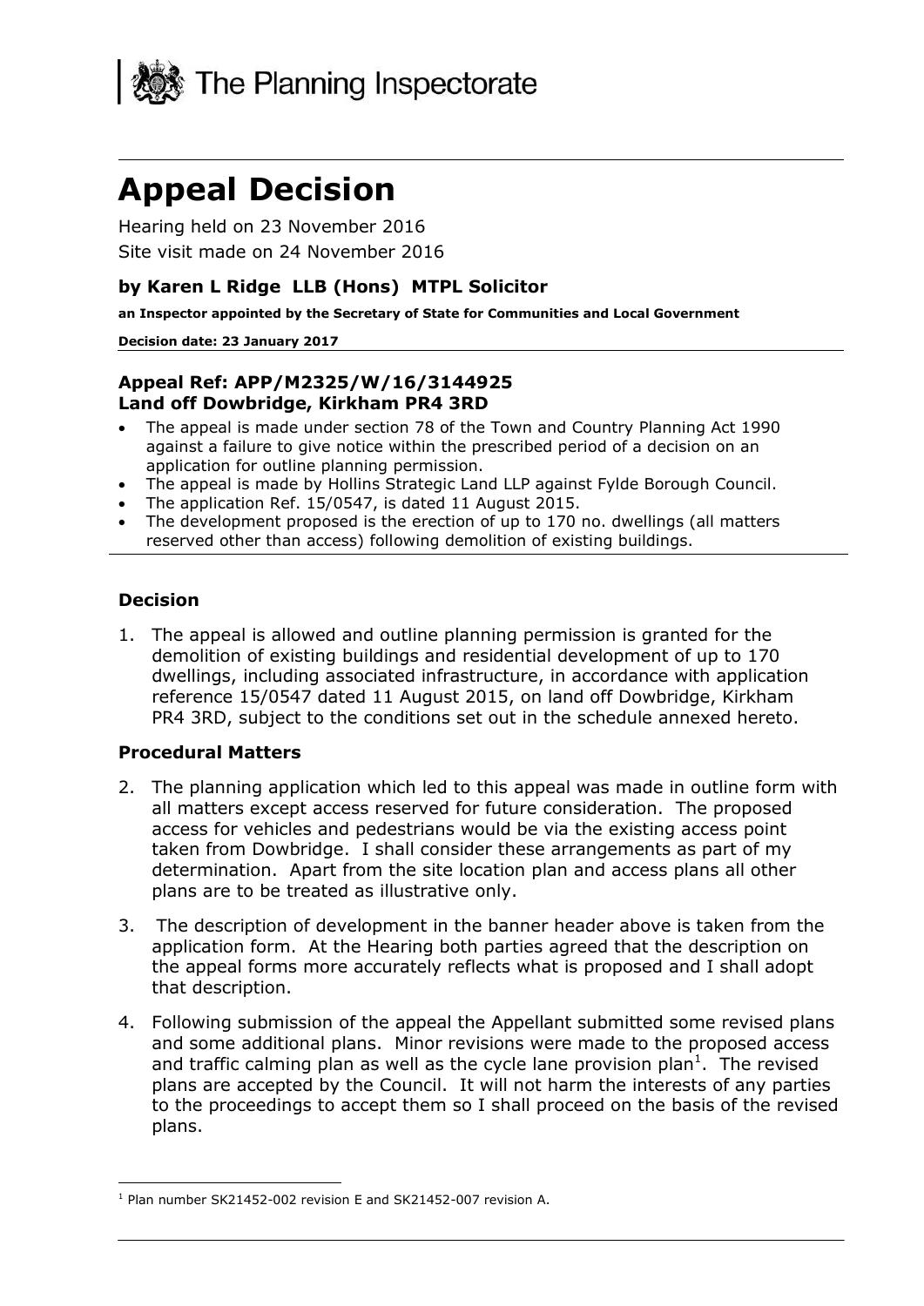The Planning Inspectorate

# Appeal Decision

Hearing held on 23 November 2016

Site visit made on 24 November 2016

### by Karen L Ridge LLB (Hons) MTPL Solicitor

**an Inspector appointed by the Secretary of State for Communities and Local Government**

**Decision date: 23 January 2017**

### Appeal Ref: APP/M2325/W/16/3144925
### Land off Dowbridge, Kirkham PR4 3RD

- The appeal is made under section 78 of the Town and Country Planning Act 1990 against a failure to give notice within the prescribed period of a decision on an application for outline planning permission.
- The appeal is made by Hollins Strategic Land LLP against Fylde Borough Council.
- The application Ref. 15/0547, is dated 11 August 2015.
- The development proposed is the erection of up to 170 no. dwellings (all matters reserved other than access) following demolition of existing buildings.

## Decision

1. The appeal is allowed and outline planning permission is granted for the demolition of existing buildings and residential development of up to 170 dwellings, including associated infrastructure, in accordance with application reference 15/0547 dated 11 August 2015, on land off Dowbridge, Kirkham PR4 3RD, subject to the conditions set out in the schedule annexed hereto.

## Procedural Matters

2. The planning application which led to this appeal was made in outline form with all matters except access reserved for future consideration. The proposed access for vehicles and pedestrians would be via the existing access point taken from Dowbridge. I shall consider these arrangements as part of my determination. Apart from the site location plan and access plans all other plans are to be treated as illustrative only.

3. The description of development in the banner header above is taken from the application form. At the Hearing both parties agreed that the description on the appeal forms more accurately reflects what is proposed and I shall adopt that description.

4. Following submission of the appeal the Appellant submitted some revised plans and some additional plans. Minor revisions were made to the proposed access and traffic calming plan as well as the cycle lane provision plan[1]. The revised plans are accepted by the Council. It will not harm the interests of any parties to the proceedings to accept them so I shall proceed on the basis of the revised plans.

[1] Plan number SK21452-002 revision E and SK21452-007 revision A.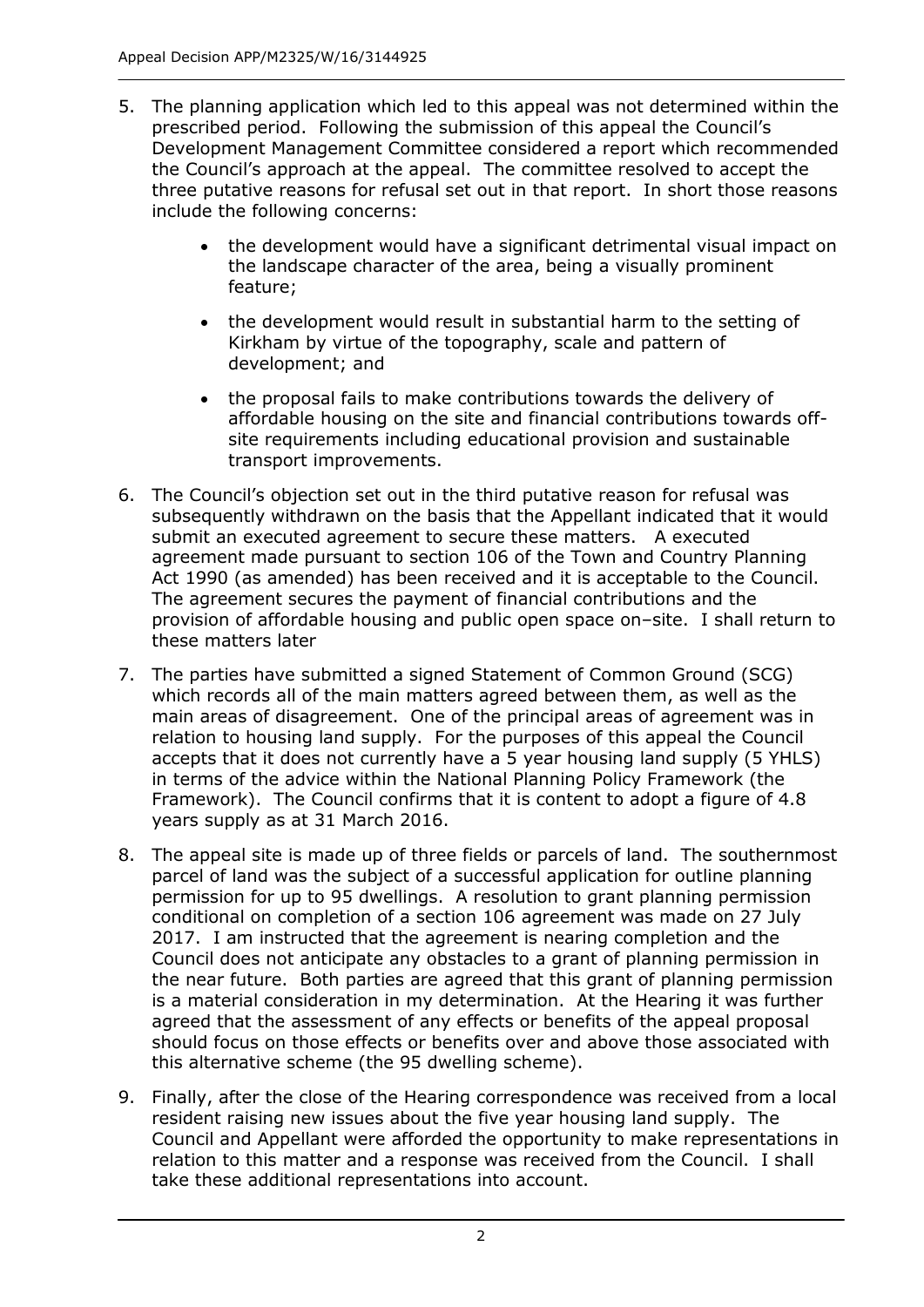5. The planning application which led to this appeal was not determined within the prescribed period. Following the submission of this appeal the Council's Development Management Committee considered a report which recommended the Council's approach at the appeal. The committee resolved to accept the three putative reasons for refusal set out in that report. In short those reasons include the following concerns:

    - the development would have a significant detrimental visual impact on the landscape character of the area, being a visually prominent feature;
    - the development would result in substantial harm to the setting of Kirkham by virtue of the topography, scale and pattern of development; and
    - the proposal fails to make contributions towards the delivery of affordable housing on the site and financial contributions towards off-site requirements including educational provision and sustainable transport improvements.

6. The Council's objection set out in the third putative reason for refusal was subsequently withdrawn on the basis that the Appellant indicated that it would submit an executed agreement to secure these matters. A executed agreement made pursuant to section 106 of the Town and Country Planning Act 1990 (as amended) has been received and it is acceptable to the Council. The agreement secures the payment of financial contributions and the provision of affordable housing and public open space on–site. I shall return to these matters later

7. The parties have submitted a signed Statement of Common Ground (SCG) which records all of the main matters agreed between them, as well as the main areas of disagreement. One of the principal areas of agreement was in relation to housing land supply. For the purposes of this appeal the Council accepts that it does not currently have a 5 year housing land supply (5 YHLS) in terms of the advice within the National Planning Policy Framework (the Framework). The Council confirms that it is content to adopt a figure of 4.8 years supply as at 31 March 2016.

8. The appeal site is made up of three fields or parcels of land. The southernmost parcel of land was the subject of a successful application for outline planning permission for up to 95 dwellings. A resolution to grant planning permission conditional on completion of a section 106 agreement was made on 27 July 2017. I am instructed that the agreement is nearing completion and the Council does not anticipate any obstacles to a grant of planning permission in the near future. Both parties are agreed that this grant of planning permission is a material consideration in my determination. At the Hearing it was further agreed that the assessment of any effects or benefits of the appeal proposal should focus on those effects or benefits over and above those associated with this alternative scheme (the 95 dwelling scheme).

9. Finally, after the close of the Hearing correspondence was received from a local resident raising new issues about the five year housing land supply. The Council and Appellant were afforded the opportunity to make representations in relation to this matter and a response was received from the Council. I shall take these additional representations into account.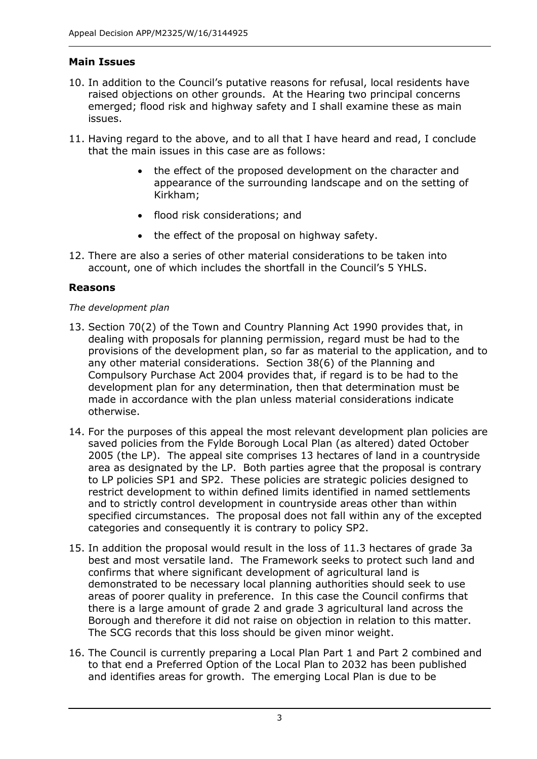## Main Issues

10. In addition to the Council's putative reasons for refusal, local residents have raised objections on other grounds. At the Hearing two principal concerns emerged; flood risk and highway safety and I shall examine these as main issues.

11. Having regard to the above, and to all that I have heard and read, I conclude that the main issues in this case are as follows:

    - the effect of the proposed development on the character and appearance of the surrounding landscape and on the setting of Kirkham;
    - flood risk considerations; and
    - the effect of the proposal on highway safety.

12. There are also a series of other material considerations to be taken into account, one of which includes the shortfall in the Council's 5 YHLS.

## Reasons

*The development plan*

13. Section 70(2) of the Town and Country Planning Act 1990 provides that, in dealing with proposals for planning permission, regard must be had to the provisions of the development plan, so far as material to the application, and to any other material considerations. Section 38(6) of the Planning and Compulsory Purchase Act 2004 provides that, if regard is to be had to the development plan for any determination, then that determination must be made in accordance with the plan unless material considerations indicate otherwise.

14. For the purposes of this appeal the most relevant development plan policies are saved policies from the Fylde Borough Local Plan (as altered) dated October 2005 (the LP). The appeal site comprises 13 hectares of land in a countryside area as designated by the LP. Both parties agree that the proposal is contrary to LP policies SP1 and SP2. These policies are strategic policies designed to restrict development to within defined limits identified in named settlements and to strictly control development in countryside areas other than within specified circumstances. The proposal does not fall within any of the excepted categories and consequently it is contrary to policy SP2.

15. In addition the proposal would result in the loss of 11.3 hectares of grade 3a best and most versatile land. The Framework seeks to protect such land and confirms that where significant development of agricultural land is demonstrated to be necessary local planning authorities should seek to use areas of poorer quality in preference. In this case the Council confirms that there is a large amount of grade 2 and grade 3 agricultural land across the Borough and therefore it did not raise on objection in relation to this matter. The SCG records that this loss should be given minor weight.

16. The Council is currently preparing a Local Plan Part 1 and Part 2 combined and to that end a Preferred Option of the Local Plan to 2032 has been published and identifies areas for growth. The emerging Local Plan is due to be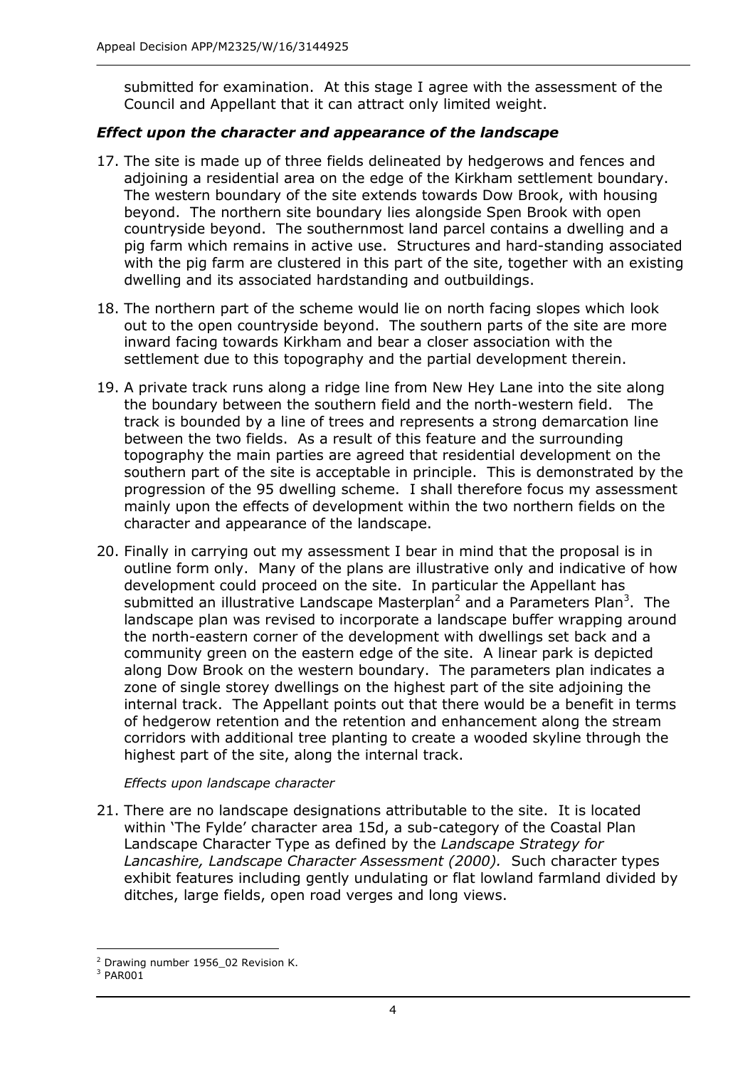submitted for examination. At this stage I agree with the assessment of the Council and Appellant that it can attract only limited weight.

### *Effect upon the character and appearance of the landscape*

17. The site is made up of three fields delineated by hedgerows and fences and adjoining a residential area on the edge of the Kirkham settlement boundary. The western boundary of the site extends towards Dow Brook, with housing beyond. The northern site boundary lies alongside Spen Brook with open countryside beyond. The southernmost land parcel contains a dwelling and a pig farm which remains in active use. Structures and hard-standing associated with the pig farm are clustered in this part of the site, together with an existing dwelling and its associated hardstanding and outbuildings.

18. The northern part of the scheme would lie on north facing slopes which look out to the open countryside beyond. The southern parts of the site are more inward facing towards Kirkham and bear a closer association with the settlement due to this topography and the partial development therein.

19. A private track runs along a ridge line from New Hey Lane into the site along the boundary between the southern field and the north-western field. The track is bounded by a line of trees and represents a strong demarcation line between the two fields. As a result of this feature and the surrounding topography the main parties are agreed that residential development on the southern part of the site is acceptable in principle. This is demonstrated by the progression of the 95 dwelling scheme. I shall therefore focus my assessment mainly upon the effects of development within the two northern fields on the character and appearance of the landscape.

20. Finally in carrying out my assessment I bear in mind that the proposal is in outline form only. Many of the plans are illustrative only and indicative of how development could proceed on the site. In particular the Appellant has submitted an illustrative Landscape Masterplan[2] and a Parameters Plan[3]. The landscape plan was revised to incorporate a landscape buffer wrapping around the north-eastern corner of the development with dwellings set back and a community green on the eastern edge of the site. A linear park is depicted along Dow Brook on the western boundary. The parameters plan indicates a zone of single storey dwellings on the highest part of the site adjoining the internal track. The Appellant points out that there would be a benefit in terms of hedgerow retention and the retention and enhancement along the stream corridors with additional tree planting to create a wooded skyline through the highest part of the site, along the internal track.

*Effects upon landscape character*

21. There are no landscape designations attributable to the site. It is located within 'The Fylde' character area 15d, a sub-category of the Coastal Plan Landscape Character Type as defined by the *Landscape Strategy for Lancashire, Landscape Character Assessment (2000).* Such character types exhibit features including gently undulating or flat lowland farmland divided by ditches, large fields, open road verges and long views.

---

[2] Drawing number 1956_02 Revision K.

[3] PAR001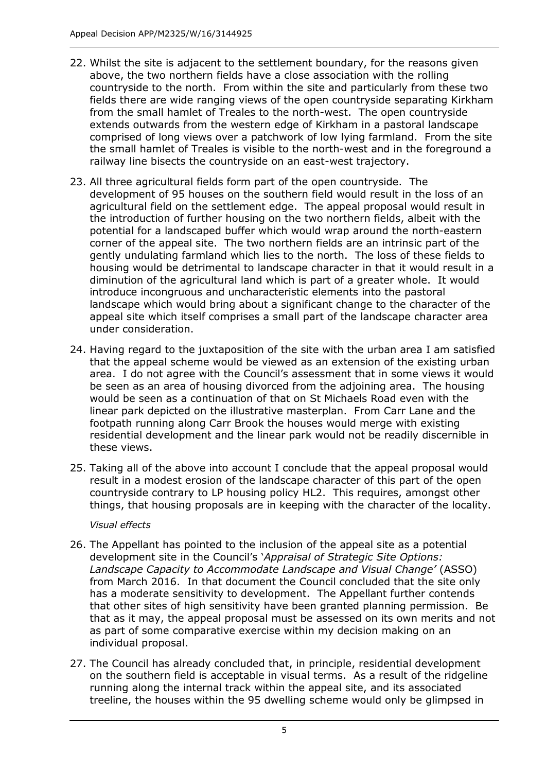22. Whilst the site is adjacent to the settlement boundary, for the reasons given above, the two northern fields have a close association with the rolling countryside to the north. From within the site and particularly from these two fields there are wide ranging views of the open countryside separating Kirkham from the small hamlet of Treales to the north-west. The open countryside extends outwards from the western edge of Kirkham in a pastoral landscape comprised of long views over a patchwork of low lying farmland. From the site the small hamlet of Treales is visible to the north-west and in the foreground a railway line bisects the countryside on an east-west trajectory.

23. All three agricultural fields form part of the open countryside. The development of 95 houses on the southern field would result in the loss of an agricultural field on the settlement edge. The appeal proposal would result in the introduction of further housing on the two northern fields, albeit with the potential for a landscaped buffer which would wrap around the north-eastern corner of the appeal site. The two northern fields are an intrinsic part of the gently undulating farmland which lies to the north. The loss of these fields to housing would be detrimental to landscape character in that it would result in a diminution of the agricultural land which is part of a greater whole. It would introduce incongruous and uncharacteristic elements into the pastoral landscape which would bring about a significant change to the character of the appeal site which itself comprises a small part of the landscape character area under consideration.

24. Having regard to the juxtaposition of the site with the urban area I am satisfied that the appeal scheme would be viewed as an extension of the existing urban area. I do not agree with the Council's assessment that in some views it would be seen as an area of housing divorced from the adjoining area. The housing would be seen as a continuation of that on St Michaels Road even with the linear park depicted on the illustrative masterplan. From Carr Lane and the footpath running along Carr Brook the houses would merge with existing residential development and the linear park would not be readily discernible in these views.

25. Taking all of the above into account I conclude that the appeal proposal would result in a modest erosion of the landscape character of this part of the open countryside contrary to LP housing policy HL2. This requires, amongst other things, that housing proposals are in keeping with the character of the locality.

*Visual effects*

26. The Appellant has pointed to the inclusion of the appeal site as a potential development site in the Council's '*Appraisal of Strategic Site Options: Landscape Capacity to Accommodate Landscape and Visual Change'* (ASSO) from March 2016. In that document the Council concluded that the site only has a moderate sensitivity to development. The Appellant further contends that other sites of high sensitivity have been granted planning permission. Be that as it may, the appeal proposal must be assessed on its own merits and not as part of some comparative exercise within my decision making on an individual proposal.

27. The Council has already concluded that, in principle, residential development on the southern field is acceptable in visual terms. As a result of the ridgeline running along the internal track within the appeal site, and its associated treeline, the houses within the 95 dwelling scheme would only be glimpsed in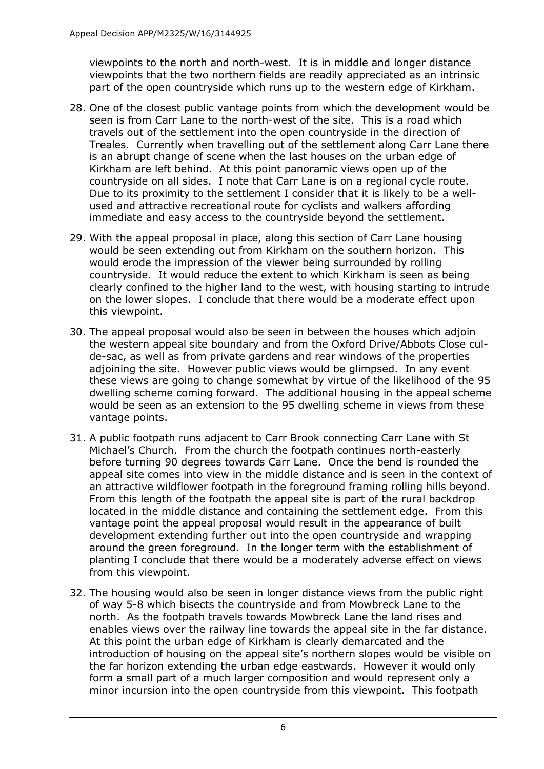viewpoints to the north and north-west. It is in middle and longer distance viewpoints that the two northern fields are readily appreciated as an intrinsic part of the open countryside which runs up to the western edge of Kirkham.

28. One of the closest public vantage points from which the development would be seen is from Carr Lane to the north-west of the site. This is a road which travels out of the settlement into the open countryside in the direction of Treales. Currently when travelling out of the settlement along Carr Lane there is an abrupt change of scene when the last houses on the urban edge of Kirkham are left behind. At this point panoramic views open up of the countryside on all sides. I note that Carr Lane is on a regional cycle route. Due to its proximity to the settlement I consider that it is likely to be a well-used and attractive recreational route for cyclists and walkers affording immediate and easy access to the countryside beyond the settlement.

29. With the appeal proposal in place, along this section of Carr Lane housing would be seen extending out from Kirkham on the southern horizon. This would erode the impression of the viewer being surrounded by rolling countryside. It would reduce the extent to which Kirkham is seen as being clearly confined to the higher land to the west, with housing starting to intrude on the lower slopes. I conclude that there would be a moderate effect upon this viewpoint.

30. The appeal proposal would also be seen in between the houses which adjoin the western appeal site boundary and from the Oxford Drive/Abbots Close cul-de-sac, as well as from private gardens and rear windows of the properties adjoining the site. However public views would be glimpsed. In any event these views are going to change somewhat by virtue of the likelihood of the 95 dwelling scheme coming forward. The additional housing in the appeal scheme would be seen as an extension to the 95 dwelling scheme in views from these vantage points.

31. A public footpath runs adjacent to Carr Brook connecting Carr Lane with St Michael's Church. From the church the footpath continues north-easterly before turning 90 degrees towards Carr Lane. Once the bend is rounded the appeal site comes into view in the middle distance and is seen in the context of an attractive wildflower footpath in the foreground framing rolling hills beyond. From this length of the footpath the appeal site is part of the rural backdrop located in the middle distance and containing the settlement edge. From this vantage point the appeal proposal would result in the appearance of built development extending further out into the open countryside and wrapping around the green foreground. In the longer term with the establishment of planting I conclude that there would be a moderately adverse effect on views from this viewpoint.

32. The housing would also be seen in longer distance views from the public right of way 5-8 which bisects the countryside and from Mowbreck Lane to the north. As the footpath travels towards Mowbreck Lane the land rises and enables views over the railway line towards the appeal site in the far distance. At this point the urban edge of Kirkham is clearly demarcated and the introduction of housing on the appeal site's northern slopes would be visible on the far horizon extending the urban edge eastwards. However it would only form a small part of a much larger composition and would represent only a minor incursion into the open countryside from this viewpoint. This footpath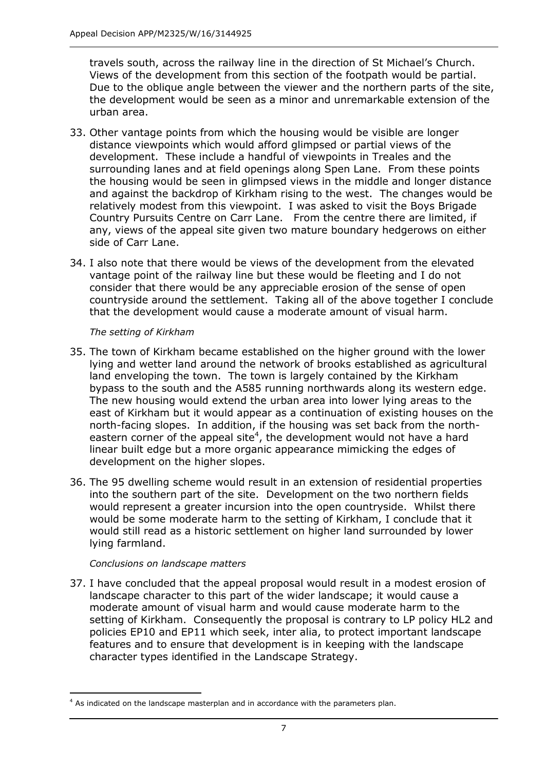travels south, across the railway line in the direction of St Michael's Church. Views of the development from this section of the footpath would be partial. Due to the oblique angle between the viewer and the northern parts of the site, the development would be seen as a minor and unremarkable extension of the urban area.

33. Other vantage points from which the housing would be visible are longer distance viewpoints which would afford glimpsed or partial views of the development. These include a handful of viewpoints in Treales and the surrounding lanes and at field openings along Spen Lane. From these points the housing would be seen in glimpsed views in the middle and longer distance and against the backdrop of Kirkham rising to the west. The changes would be relatively modest from this viewpoint. I was asked to visit the Boys Brigade Country Pursuits Centre on Carr Lane. From the centre there are limited, if any, views of the appeal site given two mature boundary hedgerows on either side of Carr Lane.

34. I also note that there would be views of the development from the elevated vantage point of the railway line but these would be fleeting and I do not consider that there would be any appreciable erosion of the sense of open countryside around the settlement. Taking all of the above together I conclude that the development would cause a moderate amount of visual harm.

*The setting of Kirkham*

35. The town of Kirkham became established on the higher ground with the lower lying and wetter land around the network of brooks established as agricultural land enveloping the town. The town is largely contained by the Kirkham bypass to the south and the A585 running northwards along its western edge. The new housing would extend the urban area into lower lying areas to the east of Kirkham but it would appear as a continuation of existing houses on the north-facing slopes. In addition, if the housing was set back from the north-eastern corner of the appeal site[4], the development would not have a hard linear built edge but a more organic appearance mimicking the edges of development on the higher slopes.

36. The 95 dwelling scheme would result in an extension of residential properties into the southern part of the site. Development on the two northern fields would represent a greater incursion into the open countryside. Whilst there would be some moderate harm to the setting of Kirkham, I conclude that it would still read as a historic settlement on higher land surrounded by lower lying farmland.

*Conclusions on landscape matters*

37. I have concluded that the appeal proposal would result in a modest erosion of landscape character to this part of the wider landscape; it would cause a moderate amount of visual harm and would cause moderate harm to the setting of Kirkham. Consequently the proposal is contrary to LP policy HL2 and policies EP10 and EP11 which seek, inter alia, to protect important landscape features and to ensure that development is in keeping with the landscape character types identified in the Landscape Strategy.

[4] As indicated on the landscape masterplan and in accordance with the parameters plan.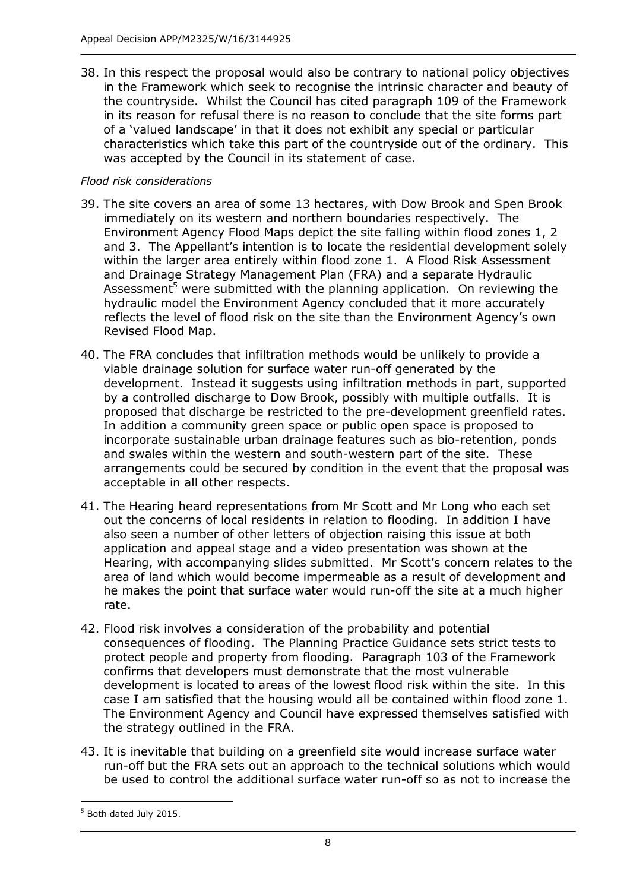38. In this respect the proposal would also be contrary to national policy objectives in the Framework which seek to recognise the intrinsic character and beauty of the countryside. Whilst the Council has cited paragraph 109 of the Framework in its reason for refusal there is no reason to conclude that the site forms part of a 'valued landscape' in that it does not exhibit any special or particular characteristics which take this part of the countryside out of the ordinary. This was accepted by the Council in its statement of case.

*Flood risk considerations*

39. The site covers an area of some 13 hectares, with Dow Brook and Spen Brook immediately on its western and northern boundaries respectively. The Environment Agency Flood Maps depict the site falling within flood zones 1, 2 and 3. The Appellant's intention is to locate the residential development solely within the larger area entirely within flood zone 1. A Flood Risk Assessment and Drainage Strategy Management Plan (FRA) and a separate Hydraulic Assessment[5] were submitted with the planning application. On reviewing the hydraulic model the Environment Agency concluded that it more accurately reflects the level of flood risk on the site than the Environment Agency's own Revised Flood Map.

40. The FRA concludes that infiltration methods would be unlikely to provide a viable drainage solution for surface water run-off generated by the development. Instead it suggests using infiltration methods in part, supported by a controlled discharge to Dow Brook, possibly with multiple outfalls. It is proposed that discharge be restricted to the pre-development greenfield rates. In addition a community green space or public open space is proposed to incorporate sustainable urban drainage features such as bio-retention, ponds and swales within the western and south-western part of the site. These arrangements could be secured by condition in the event that the proposal was acceptable in all other respects.

41. The Hearing heard representations from Mr Scott and Mr Long who each set out the concerns of local residents in relation to flooding. In addition I have also seen a number of other letters of objection raising this issue at both application and appeal stage and a video presentation was shown at the Hearing, with accompanying slides submitted. Mr Scott's concern relates to the area of land which would become impermeable as a result of development and he makes the point that surface water would run-off the site at a much higher rate.

42. Flood risk involves a consideration of the probability and potential consequences of flooding. The Planning Practice Guidance sets strict tests to protect people and property from flooding. Paragraph 103 of the Framework confirms that developers must demonstrate that the most vulnerable development is located to areas of the lowest flood risk within the site. In this case I am satisfied that the housing would all be contained within flood zone 1. The Environment Agency and Council have expressed themselves satisfied with the strategy outlined in the FRA.

43. It is inevitable that building on a greenfield site would increase surface water run-off but the FRA sets out an approach to the technical solutions which would be used to control the additional surface water run-off so as not to increase the

---

[5] Both dated July 2015.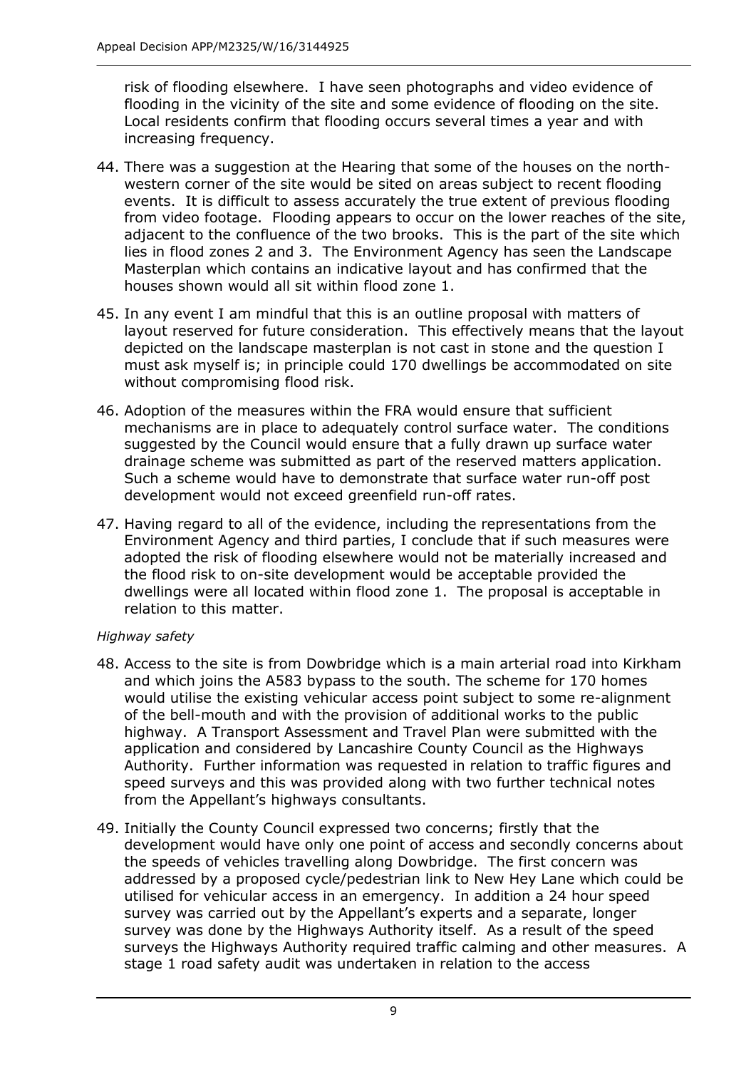risk of flooding elsewhere. I have seen photographs and video evidence of flooding in the vicinity of the site and some evidence of flooding on the site. Local residents confirm that flooding occurs several times a year and with increasing frequency.

44. There was a suggestion at the Hearing that some of the houses on the north-western corner of the site would be sited on areas subject to recent flooding events. It is difficult to assess accurately the true extent of previous flooding from video footage. Flooding appears to occur on the lower reaches of the site, adjacent to the confluence of the two brooks. This is the part of the site which lies in flood zones 2 and 3. The Environment Agency has seen the Landscape Masterplan which contains an indicative layout and has confirmed that the houses shown would all sit within flood zone 1.

45. In any event I am mindful that this is an outline proposal with matters of layout reserved for future consideration. This effectively means that the layout depicted on the landscape masterplan is not cast in stone and the question I must ask myself is; in principle could 170 dwellings be accommodated on site without compromising flood risk.

46. Adoption of the measures within the FRA would ensure that sufficient mechanisms are in place to adequately control surface water. The conditions suggested by the Council would ensure that a fully drawn up surface water drainage scheme was submitted as part of the reserved matters application. Such a scheme would have to demonstrate that surface water run-off post development would not exceed greenfield run-off rates.

47. Having regard to all of the evidence, including the representations from the Environment Agency and third parties, I conclude that if such measures were adopted the risk of flooding elsewhere would not be materially increased and the flood risk to on-site development would be acceptable provided the dwellings were all located within flood zone 1. The proposal is acceptable in relation to this matter.

*Highway safety*

48. Access to the site is from Dowbridge which is a main arterial road into Kirkham and which joins the A583 bypass to the south. The scheme for 170 homes would utilise the existing vehicular access point subject to some re-alignment of the bell-mouth and with the provision of additional works to the public highway. A Transport Assessment and Travel Plan were submitted with the application and considered by Lancashire County Council as the Highways Authority. Further information was requested in relation to traffic figures and speed surveys and this was provided along with two further technical notes from the Appellant's highways consultants.

49. Initially the County Council expressed two concerns; firstly that the development would have only one point of access and secondly concerns about the speeds of vehicles travelling along Dowbridge. The first concern was addressed by a proposed cycle/pedestrian link to New Hey Lane which could be utilised for vehicular access in an emergency. In addition a 24 hour speed survey was carried out by the Appellant's experts and a separate, longer survey was done by the Highways Authority itself. As a result of the speed surveys the Highways Authority required traffic calming and other measures. A stage 1 road safety audit was undertaken in relation to the access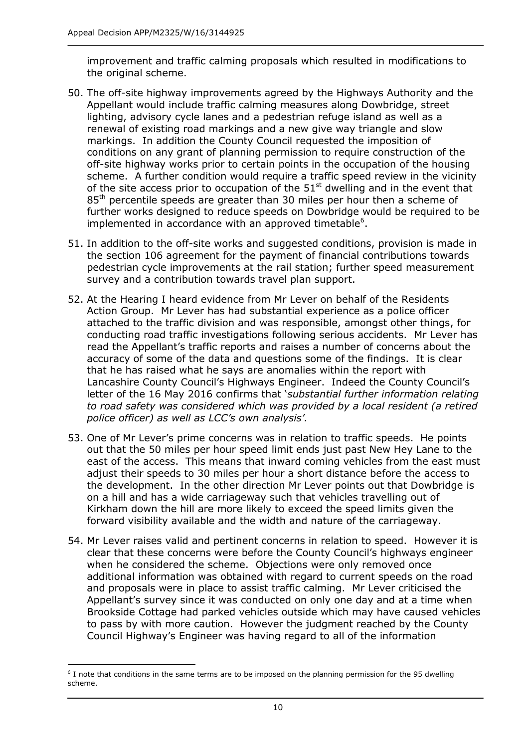improvement and traffic calming proposals which resulted in modifications to the original scheme.

50. The off-site highway improvements agreed by the Highways Authority and the Appellant would include traffic calming measures along Dowbridge, street lighting, advisory cycle lanes and a pedestrian refuge island as well as a renewal of existing road markings and a new give way triangle and slow markings. In addition the County Council requested the imposition of conditions on any grant of planning permission to require construction of the off-site highway works prior to certain points in the occupation of the housing scheme. A further condition would require a traffic speed review in the vicinity of the site access prior to occupation of the 51st dwelling and in the event that 85th percentile speeds are greater than 30 miles per hour then a scheme of further works designed to reduce speeds on Dowbridge would be required to be implemented in accordance with an approved timetable[6].

51. In addition to the off-site works and suggested conditions, provision is made in the section 106 agreement for the payment of financial contributions towards pedestrian cycle improvements at the rail station; further speed measurement survey and a contribution towards travel plan support.

52. At the Hearing I heard evidence from Mr Lever on behalf of the Residents Action Group. Mr Lever has had substantial experience as a police officer attached to the traffic division and was responsible, amongst other things, for conducting road traffic investigations following serious accidents. Mr Lever has read the Appellant's traffic reports and raises a number of concerns about the accuracy of some of the data and questions some of the findings. It is clear that he has raised what he says are anomalies within the report with Lancashire County Council's Highways Engineer. Indeed the County Council's letter of the 16 May 2016 confirms that '*substantial further information relating to road safety was considered which was provided by a local resident (a retired police officer) as well as LCC's own analysis'.*

53. One of Mr Lever's prime concerns was in relation to traffic speeds. He points out that the 50 miles per hour speed limit ends just past New Hey Lane to the east of the access. This means that inward coming vehicles from the east must adjust their speeds to 30 miles per hour a short distance before the access to the development. In the other direction Mr Lever points out that Dowbridge is on a hill and has a wide carriageway such that vehicles travelling out of Kirkham down the hill are more likely to exceed the speed limits given the forward visibility available and the width and nature of the carriageway.

54. Mr Lever raises valid and pertinent concerns in relation to speed. However it is clear that these concerns were before the County Council's highways engineer when he considered the scheme. Objections were only removed once additional information was obtained with regard to current speeds on the road and proposals were in place to assist traffic calming. Mr Lever criticised the Appellant's survey since it was conducted on only one day and at a time when Brookside Cottage had parked vehicles outside which may have caused vehicles to pass by with more caution. However the judgment reached by the County Council Highway's Engineer was having regard to all of the information

---

[6] I note that conditions in the same terms are to be imposed on the planning permission for the 95 dwelling scheme.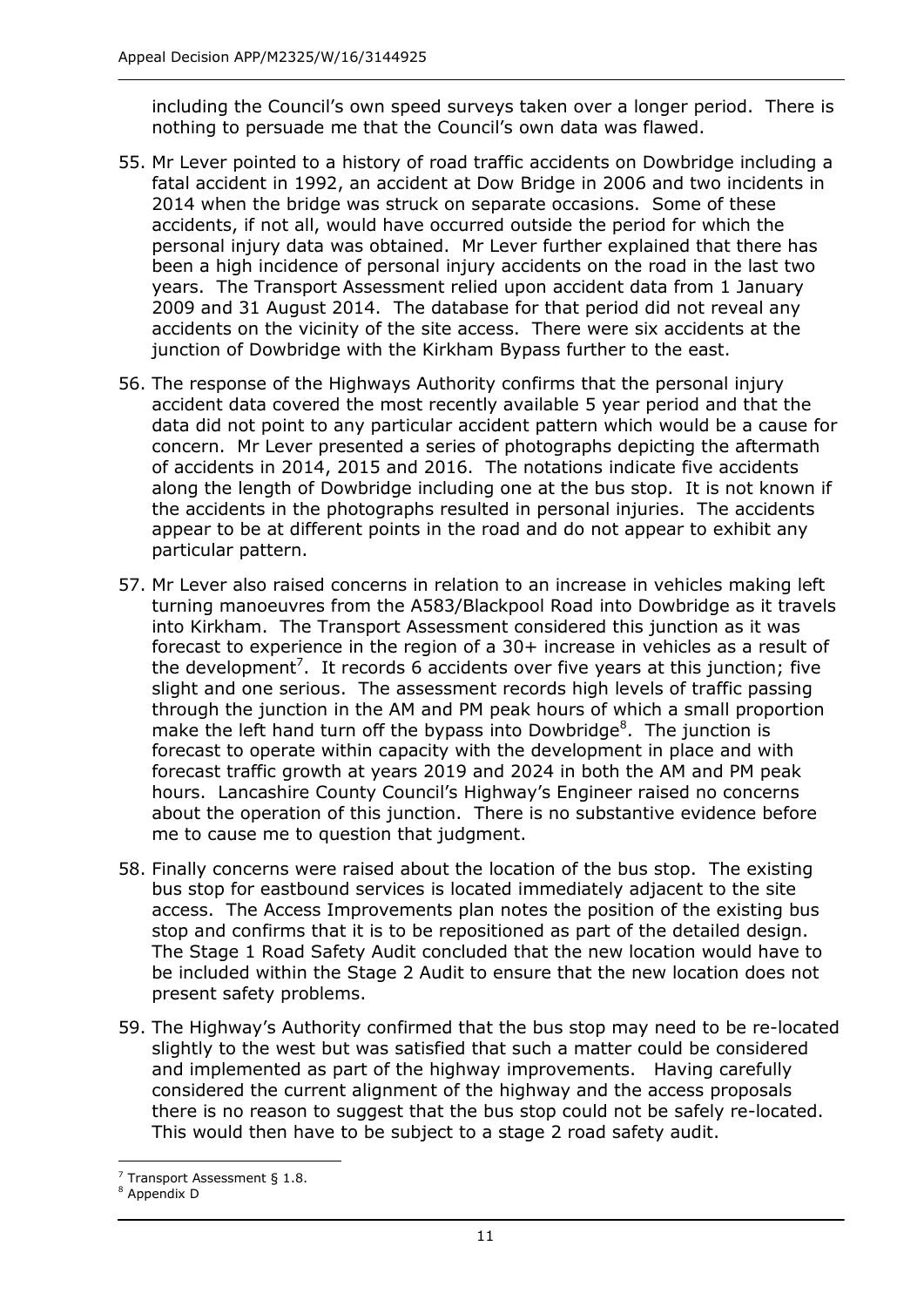including the Council's own speed surveys taken over a longer period. There is nothing to persuade me that the Council's own data was flawed.

55. Mr Lever pointed to a history of road traffic accidents on Dowbridge including a fatal accident in 1992, an accident at Dow Bridge in 2006 and two incidents in 2014 when the bridge was struck on separate occasions. Some of these accidents, if not all, would have occurred outside the period for which the personal injury data was obtained. Mr Lever further explained that there has been a high incidence of personal injury accidents on the road in the last two years. The Transport Assessment relied upon accident data from 1 January 2009 and 31 August 2014. The database for that period did not reveal any accidents on the vicinity of the site access. There were six accidents at the junction of Dowbridge with the Kirkham Bypass further to the east.

56. The response of the Highways Authority confirms that the personal injury accident data covered the most recently available 5 year period and that the data did not point to any particular accident pattern which would be a cause for concern. Mr Lever presented a series of photographs depicting the aftermath of accidents in 2014, 2015 and 2016. The notations indicate five accidents along the length of Dowbridge including one at the bus stop. It is not known if the accidents in the photographs resulted in personal injuries. The accidents appear to be at different points in the road and do not appear to exhibit any particular pattern.

57. Mr Lever also raised concerns in relation to an increase in vehicles making left turning manoeuvres from the A583/Blackpool Road into Dowbridge as it travels into Kirkham. The Transport Assessment considered this junction as it was forecast to experience in the region of a 30+ increase in vehicles as a result of the development[7]. It records 6 accidents over five years at this junction; five slight and one serious. The assessment records high levels of traffic passing through the junction in the AM and PM peak hours of which a small proportion make the left hand turn off the bypass into Dowbridge[8]. The junction is forecast to operate within capacity with the development in place and with forecast traffic growth at years 2019 and 2024 in both the AM and PM peak hours. Lancashire County Council's Highway's Engineer raised no concerns about the operation of this junction. There is no substantive evidence before me to cause me to question that judgment.

58. Finally concerns were raised about the location of the bus stop. The existing bus stop for eastbound services is located immediately adjacent to the site access. The Access Improvements plan notes the position of the existing bus stop and confirms that it is to be repositioned as part of the detailed design. The Stage 1 Road Safety Audit concluded that the new location would have to be included within the Stage 2 Audit to ensure that the new location does not present safety problems.

59. The Highway's Authority confirmed that the bus stop may need to be re-located slightly to the west but was satisfied that such a matter could be considered and implemented as part of the highway improvements. Having carefully considered the current alignment of the highway and the access proposals there is no reason to suggest that the bus stop could not be safely re-located. This would then have to be subject to a stage 2 road safety audit.

---

[7] Transport Assessment § 1.8.

[8] Appendix D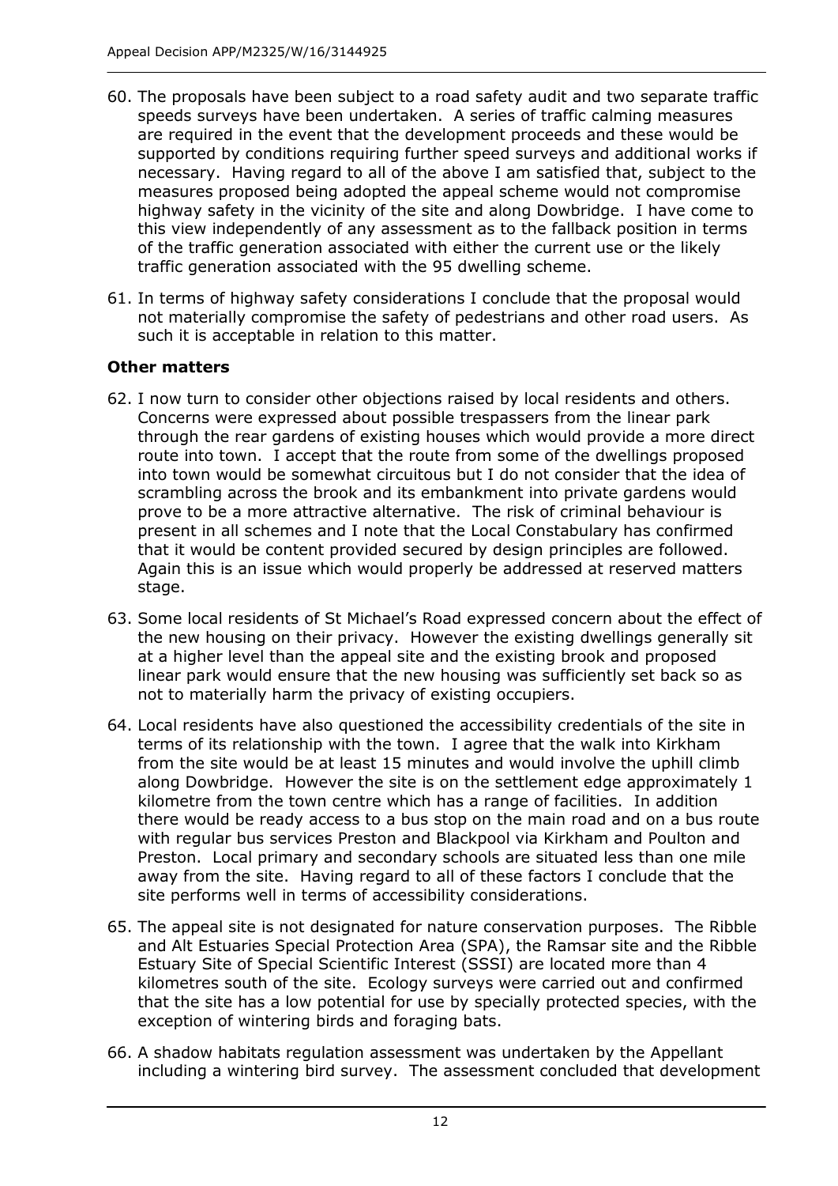60. The proposals have been subject to a road safety audit and two separate traffic speeds surveys have been undertaken. A series of traffic calming measures are required in the event that the development proceeds and these would be supported by conditions requiring further speed surveys and additional works if necessary. Having regard to all of the above I am satisfied that, subject to the measures proposed being adopted the appeal scheme would not compromise highway safety in the vicinity of the site and along Dowbridge. I have come to this view independently of any assessment as to the fallback position in terms of the traffic generation associated with either the current use or the likely traffic generation associated with the 95 dwelling scheme.

61. In terms of highway safety considerations I conclude that the proposal would not materially compromise the safety of pedestrians and other road users. As such it is acceptable in relation to this matter.

**Other matters**

62. I now turn to consider other objections raised by local residents and others. Concerns were expressed about possible trespassers from the linear park through the rear gardens of existing houses which would provide a more direct route into town. I accept that the route from some of the dwellings proposed into town would be somewhat circuitous but I do not consider that the idea of scrambling across the brook and its embankment into private gardens would prove to be a more attractive alternative. The risk of criminal behaviour is present in all schemes and I note that the Local Constabulary has confirmed that it would be content provided secured by design principles are followed. Again this is an issue which would properly be addressed at reserved matters stage.

63. Some local residents of St Michael's Road expressed concern about the effect of the new housing on their privacy. However the existing dwellings generally sit at a higher level than the appeal site and the existing brook and proposed linear park would ensure that the new housing was sufficiently set back so as not to materially harm the privacy of existing occupiers.

64. Local residents have also questioned the accessibility credentials of the site in terms of its relationship with the town. I agree that the walk into Kirkham from the site would be at least 15 minutes and would involve the uphill climb along Dowbridge. However the site is on the settlement edge approximately 1 kilometre from the town centre which has a range of facilities. In addition there would be ready access to a bus stop on the main road and on a bus route with regular bus services Preston and Blackpool via Kirkham and Poulton and Preston. Local primary and secondary schools are situated less than one mile away from the site. Having regard to all of these factors I conclude that the site performs well in terms of accessibility considerations.

65. The appeal site is not designated for nature conservation purposes. The Ribble and Alt Estuaries Special Protection Area (SPA), the Ramsar site and the Ribble Estuary Site of Special Scientific Interest (SSSI) are located more than 4 kilometres south of the site. Ecology surveys were carried out and confirmed that the site has a low potential for use by specially protected species, with the exception of wintering birds and foraging bats.

66. A shadow habitats regulation assessment was undertaken by the Appellant including a wintering bird survey. The assessment concluded that development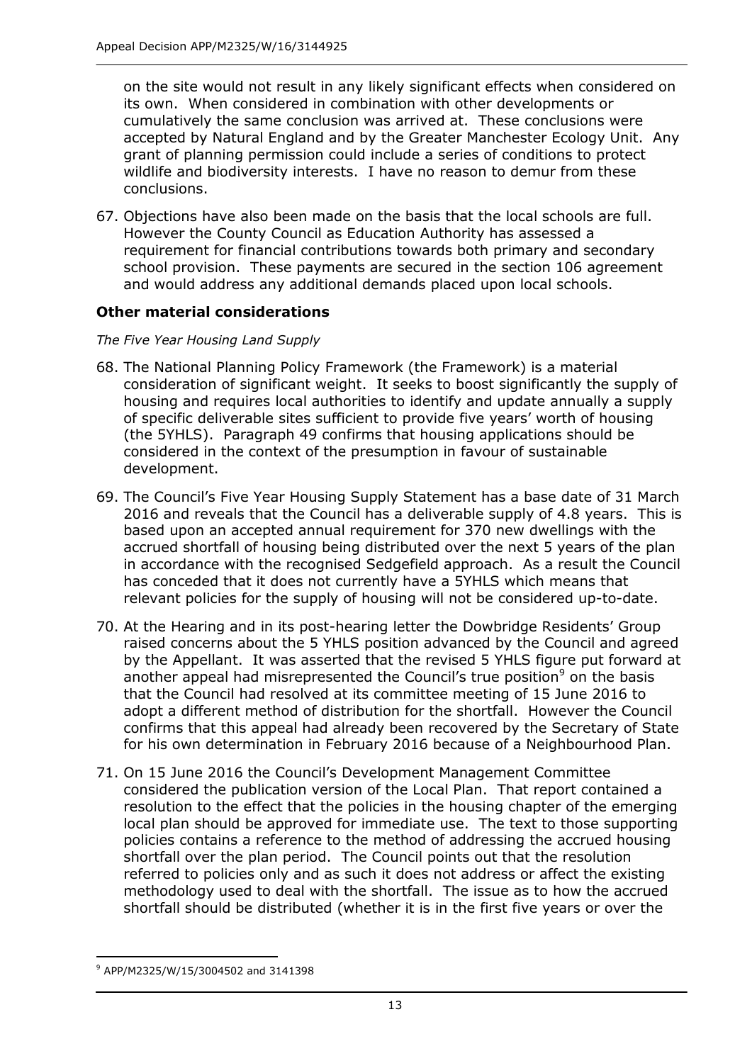on the site would not result in any likely significant effects when considered on its own. When considered in combination with other developments or cumulatively the same conclusion was arrived at. These conclusions were accepted by Natural England and by the Greater Manchester Ecology Unit. Any grant of planning permission could include a series of conditions to protect wildlife and biodiversity interests. I have no reason to demur from these conclusions.

67. Objections have also been made on the basis that the local schools are full. However the County Council as Education Authority has assessed a requirement for financial contributions towards both primary and secondary school provision. These payments are secured in the section 106 agreement and would address any additional demands placed upon local schools.

## Other material considerations

*The Five Year Housing Land Supply*

68. The National Planning Policy Framework (the Framework) is a material consideration of significant weight. It seeks to boost significantly the supply of housing and requires local authorities to identify and update annually a supply of specific deliverable sites sufficient to provide five years' worth of housing (the 5YHLS). Paragraph 49 confirms that housing applications should be considered in the context of the presumption in favour of sustainable development.

69. The Council's Five Year Housing Supply Statement has a base date of 31 March 2016 and reveals that the Council has a deliverable supply of 4.8 years. This is based upon an accepted annual requirement for 370 new dwellings with the accrued shortfall of housing being distributed over the next 5 years of the plan in accordance with the recognised Sedgefield approach. As a result the Council has conceded that it does not currently have a 5YHLS which means that relevant policies for the supply of housing will not be considered up-to-date.

70. At the Hearing and in its post-hearing letter the Dowbridge Residents' Group raised concerns about the 5 YHLS position advanced by the Council and agreed by the Appellant. It was asserted that the revised 5 YHLS figure put forward at another appeal had misrepresented the Council's true position[9] on the basis that the Council had resolved at its committee meeting of 15 June 2016 to adopt a different method of distribution for the shortfall. However the Council confirms that this appeal had already been recovered by the Secretary of State for his own determination in February 2016 because of a Neighbourhood Plan.

71. On 15 June 2016 the Council's Development Management Committee considered the publication version of the Local Plan. That report contained a resolution to the effect that the policies in the housing chapter of the emerging local plan should be approved for immediate use. The text to those supporting policies contains a reference to the method of addressing the accrued housing shortfall over the plan period. The Council points out that the resolution referred to policies only and as such it does not address or affect the existing methodology used to deal with the shortfall. The issue as to how the accrued shortfall should be distributed (whether it is in the first five years or over the

[9] APP/M2325/W/15/3004502 and 3141398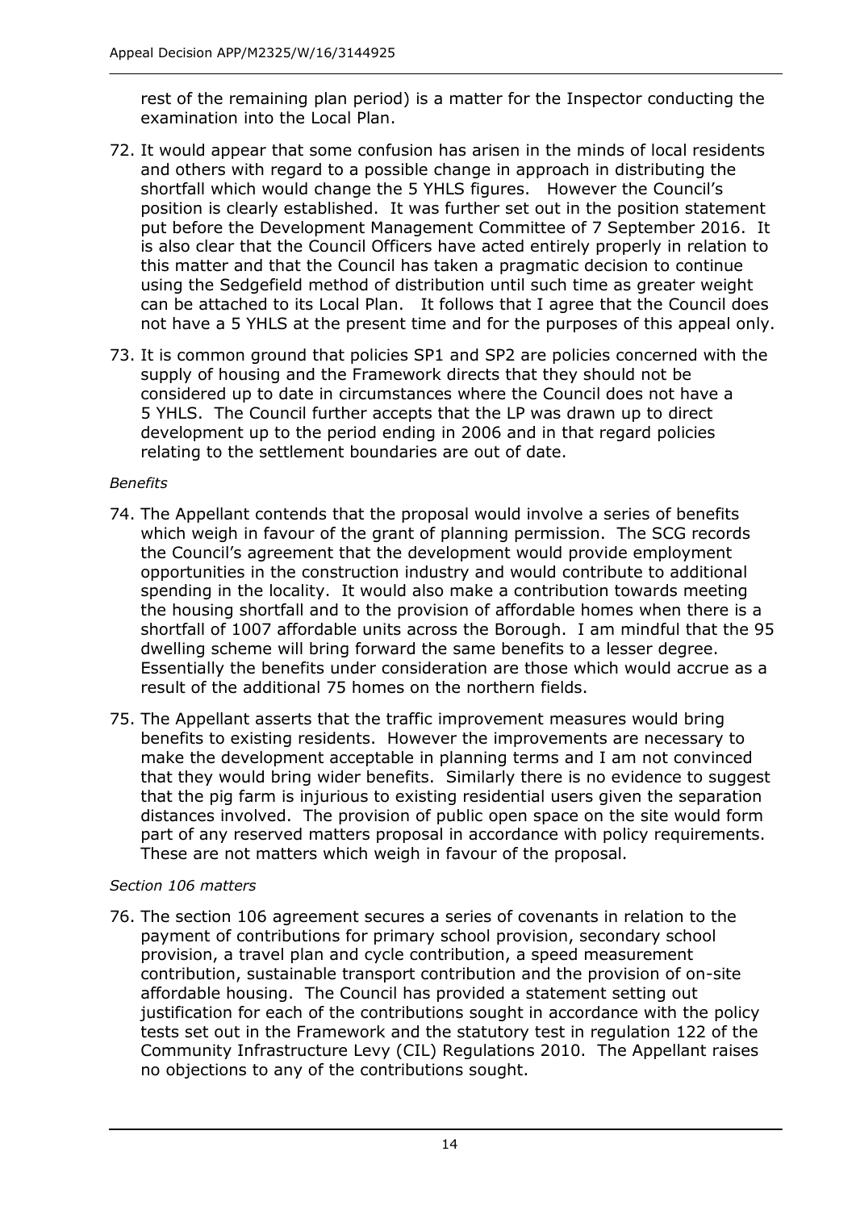rest of the remaining plan period) is a matter for the Inspector conducting the examination into the Local Plan.

72. It would appear that some confusion has arisen in the minds of local residents and others with regard to a possible change in approach in distributing the shortfall which would change the 5 YHLS figures. However the Council's position is clearly established. It was further set out in the position statement put before the Development Management Committee of 7 September 2016. It is also clear that the Council Officers have acted entirely properly in relation to this matter and that the Council has taken a pragmatic decision to continue using the Sedgefield method of distribution until such time as greater weight can be attached to its Local Plan. It follows that I agree that the Council does not have a 5 YHLS at the present time and for the purposes of this appeal only.

73. It is common ground that policies SP1 and SP2 are policies concerned with the supply of housing and the Framework directs that they should not be considered up to date in circumstances where the Council does not have a 5 YHLS. The Council further accepts that the LP was drawn up to direct development up to the period ending in 2006 and in that regard policies relating to the settlement boundaries are out of date.

*Benefits*

74. The Appellant contends that the proposal would involve a series of benefits which weigh in favour of the grant of planning permission. The SCG records the Council's agreement that the development would provide employment opportunities in the construction industry and would contribute to additional spending in the locality. It would also make a contribution towards meeting the housing shortfall and to the provision of affordable homes when there is a shortfall of 1007 affordable units across the Borough. I am mindful that the 95 dwelling scheme will bring forward the same benefits to a lesser degree. Essentially the benefits under consideration are those which would accrue as a result of the additional 75 homes on the northern fields.

75. The Appellant asserts that the traffic improvement measures would bring benefits to existing residents. However the improvements are necessary to make the development acceptable in planning terms and I am not convinced that they would bring wider benefits. Similarly there is no evidence to suggest that the pig farm is injurious to existing residential users given the separation distances involved. The provision of public open space on the site would form part of any reserved matters proposal in accordance with policy requirements. These are not matters which weigh in favour of the proposal.

*Section 106 matters*

76. The section 106 agreement secures a series of covenants in relation to the payment of contributions for primary school provision, secondary school provision, a travel plan and cycle contribution, a speed measurement contribution, sustainable transport contribution and the provision of on-site affordable housing. The Council has provided a statement setting out justification for each of the contributions sought in accordance with the policy tests set out in the Framework and the statutory test in regulation 122 of the Community Infrastructure Levy (CIL) Regulations 2010. The Appellant raises no objections to any of the contributions sought.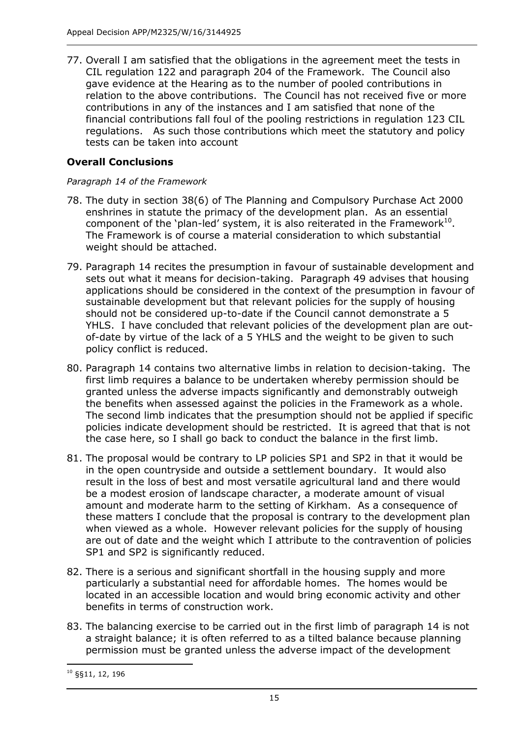77. Overall I am satisfied that the obligations in the agreement meet the tests in CIL regulation 122 and paragraph 204 of the Framework. The Council also gave evidence at the Hearing as to the number of pooled contributions in relation to the above contributions. The Council has not received five or more contributions in any of the instances and I am satisfied that none of the financial contributions fall foul of the pooling restrictions in regulation 123 CIL regulations. As such those contributions which meet the statutory and policy tests can be taken into account

## Overall Conclusions

*Paragraph 14 of the Framework*

78. The duty in section 38(6) of The Planning and Compulsory Purchase Act 2000 enshrines in statute the primacy of the development plan. As an essential component of the 'plan-led' system, it is also reiterated in the Framework[10]. The Framework is of course a material consideration to which substantial weight should be attached.

79. Paragraph 14 recites the presumption in favour of sustainable development and sets out what it means for decision-taking. Paragraph 49 advises that housing applications should be considered in the context of the presumption in favour of sustainable development but that relevant policies for the supply of housing should not be considered up-to-date if the Council cannot demonstrate a 5 YHLS. I have concluded that relevant policies of the development plan are out-of-date by virtue of the lack of a 5 YHLS and the weight to be given to such policy conflict is reduced.

80. Paragraph 14 contains two alternative limbs in relation to decision-taking. The first limb requires a balance to be undertaken whereby permission should be granted unless the adverse impacts significantly and demonstrably outweigh the benefits when assessed against the policies in the Framework as a whole. The second limb indicates that the presumption should not be applied if specific policies indicate development should be restricted. It is agreed that that is not the case here, so I shall go back to conduct the balance in the first limb.

81. The proposal would be contrary to LP policies SP1 and SP2 in that it would be in the open countryside and outside a settlement boundary. It would also result in the loss of best and most versatile agricultural land and there would be a modest erosion of landscape character, a moderate amount of visual amount and moderate harm to the setting of Kirkham. As a consequence of these matters I conclude that the proposal is contrary to the development plan when viewed as a whole. However relevant policies for the supply of housing are out of date and the weight which I attribute to the contravention of policies SP1 and SP2 is significantly reduced.

82. There is a serious and significant shortfall in the housing supply and more particularly a substantial need for affordable homes. The homes would be located in an accessible location and would bring economic activity and other benefits in terms of construction work.

83. The balancing exercise to be carried out in the first limb of paragraph 14 is not a straight balance; it is often referred to as a tilted balance because planning permission must be granted unless the adverse impact of the development

---

[10] §§11, 12, 196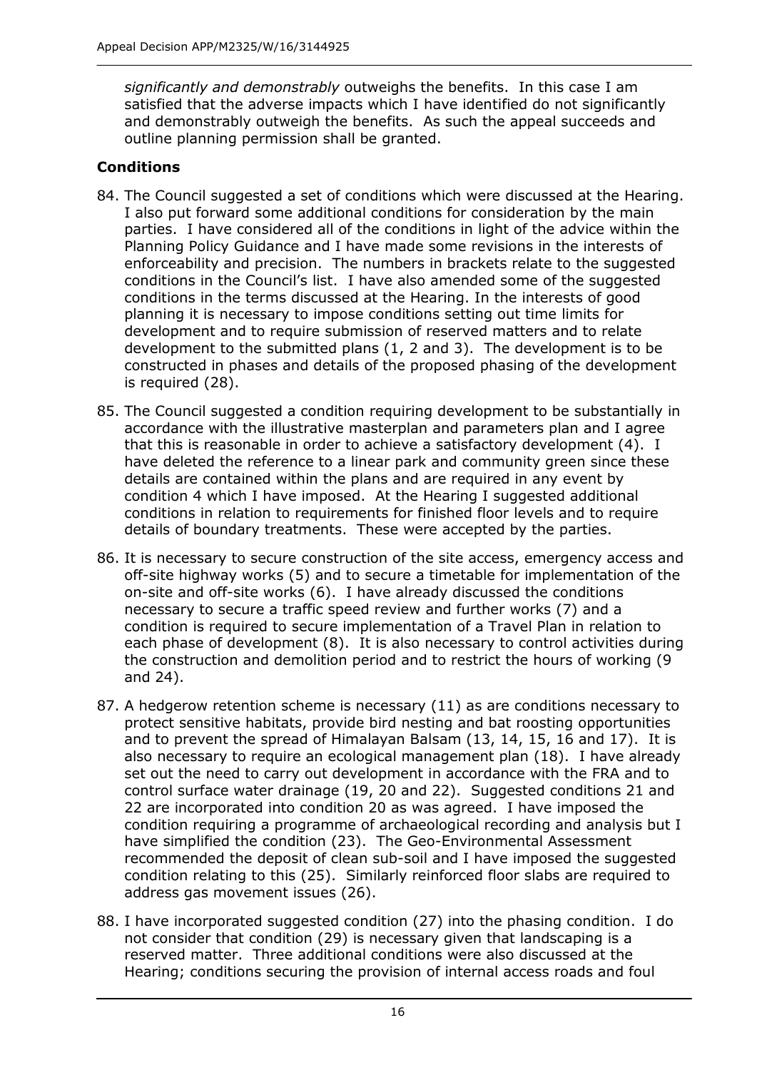*significantly and demonstrably* outweighs the benefits. In this case I am satisfied that the adverse impacts which I have identified do not significantly and demonstrably outweigh the benefits. As such the appeal succeeds and outline planning permission shall be granted.

## Conditions

84. The Council suggested a set of conditions which were discussed at the Hearing. I also put forward some additional conditions for consideration by the main parties. I have considered all of the conditions in light of the advice within the Planning Policy Guidance and I have made some revisions in the interests of enforceability and precision. The numbers in brackets relate to the suggested conditions in the Council's list. I have also amended some of the suggested conditions in the terms discussed at the Hearing. In the interests of good planning it is necessary to impose conditions setting out time limits for development and to require submission of reserved matters and to relate development to the submitted plans (1, 2 and 3). The development is to be constructed in phases and details of the proposed phasing of the development is required (28).

85. The Council suggested a condition requiring development to be substantially in accordance with the illustrative masterplan and parameters plan and I agree that this is reasonable in order to achieve a satisfactory development (4). I have deleted the reference to a linear park and community green since these details are contained within the plans and are required in any event by condition 4 which I have imposed. At the Hearing I suggested additional conditions in relation to requirements for finished floor levels and to require details of boundary treatments. These were accepted by the parties.

86. It is necessary to secure construction of the site access, emergency access and off-site highway works (5) and to secure a timetable for implementation of the on-site and off-site works (6). I have already discussed the conditions necessary to secure a traffic speed review and further works (7) and a condition is required to secure implementation of a Travel Plan in relation to each phase of development (8). It is also necessary to control activities during the construction and demolition period and to restrict the hours of working (9 and 24).

87. A hedgerow retention scheme is necessary (11) as are conditions necessary to protect sensitive habitats, provide bird nesting and bat roosting opportunities and to prevent the spread of Himalayan Balsam (13, 14, 15, 16 and 17). It is also necessary to require an ecological management plan (18). I have already set out the need to carry out development in accordance with the FRA and to control surface water drainage (19, 20 and 22). Suggested conditions 21 and 22 are incorporated into condition 20 as was agreed. I have imposed the condition requiring a programme of archaeological recording and analysis but I have simplified the condition (23). The Geo-Environmental Assessment recommended the deposit of clean sub-soil and I have imposed the suggested condition relating to this (25). Similarly reinforced floor slabs are required to address gas movement issues (26).

88. I have incorporated suggested condition (27) into the phasing condition. I do not consider that condition (29) is necessary given that landscaping is a reserved matter. Three additional conditions were also discussed at the Hearing; conditions securing the provision of internal access roads and foul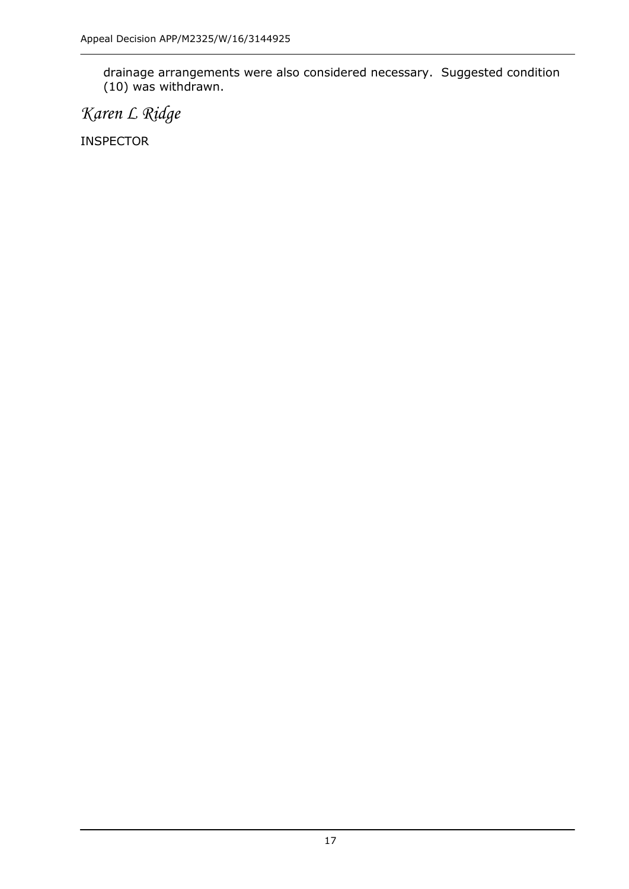drainage arrangements were also considered necessary.  Suggested condition (10) was withdrawn.

*Karen L Ridge*

INSPECTOR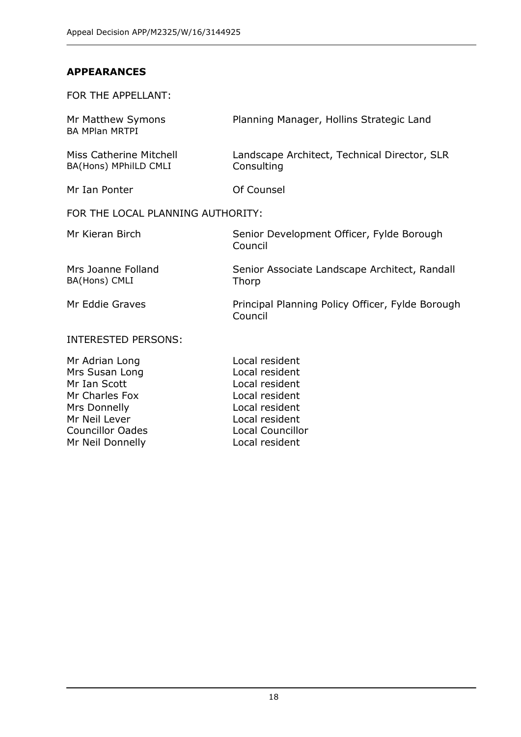## APPEARANCES

FOR THE APPELLANT:

| | |
|---|---|
| Mr Matthew Symons BA MPlan MRTPI | Planning Manager, Hollins Strategic Land |
| Miss Catherine Mitchell BA(Hons) MPhilLD CMLI | Landscape Architect, Technical Director, SLR Consulting |
| Mr Ian Ponter | Of Counsel |

FOR THE LOCAL PLANNING AUTHORITY:

| | |
|---|---|
| Mr Kieran Birch | Senior Development Officer, Fylde Borough Council |
| Mrs Joanne Folland BA(Hons) CMLI | Senior Associate Landscape Architect, Randall Thorp |
| Mr Eddie Graves | Principal Planning Policy Officer, Fylde Borough Council |

INTERESTED PERSONS:

| | |
|---|---|
| Mr Adrian Long | Local resident |
| Mrs Susan Long | Local resident |
| Mr Ian Scott | Local resident |
| Mr Charles Fox | Local resident |
| Mrs Donnelly | Local resident |
| Mr Neil Lever | Local resident |
| Councillor Oades | Local Councillor |
| Mr Neil Donnelly | Local resident |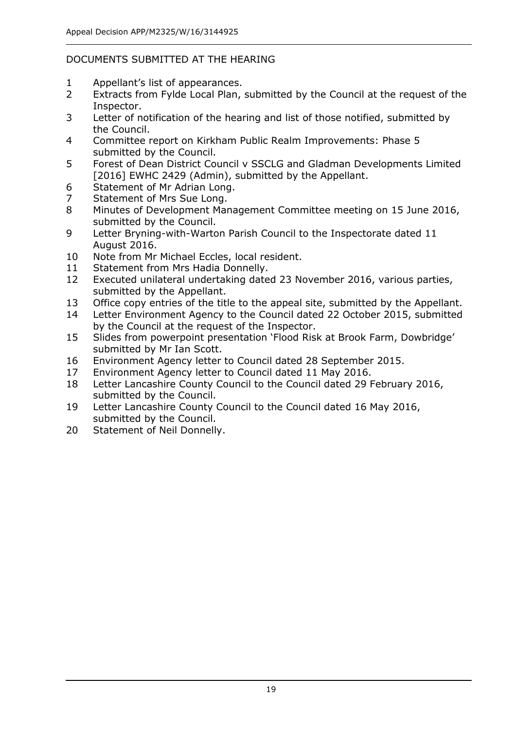## DOCUMENTS SUBMITTED AT THE HEARING

1. Appellant's list of appearances.
2. Extracts from Fylde Local Plan, submitted by the Council at the request of the Inspector.
3. Letter of notification of the hearing and list of those notified, submitted by the Council.
4. Committee report on Kirkham Public Realm Improvements: Phase 5 submitted by the Council.
5. Forest of Dean District Council v SSCLG and Gladman Developments Limited [2016] EWHC 2429 (Admin), submitted by the Appellant.
6. Statement of Mr Adrian Long.
7. Statement of Mrs Sue Long.
8. Minutes of Development Management Committee meeting on 15 June 2016, submitted by the Council.
9. Letter Bryning-with-Warton Parish Council to the Inspectorate dated 11 August 2016.
10. Note from Mr Michael Eccles, local resident.
11. Statement from Mrs Hadia Donnelly.
12. Executed unilateral undertaking dated 23 November 2016, various parties, submitted by the Appellant.
13. Office copy entries of the title to the appeal site, submitted by the Appellant.
14. Letter Environment Agency to the Council dated 22 October 2015, submitted by the Council at the request of the Inspector.
15. Slides from powerpoint presentation 'Flood Risk at Brook Farm, Dowbridge' submitted by Mr Ian Scott.
16. Environment Agency letter to Council dated 28 September 2015.
17. Environment Agency letter to Council dated 11 May 2016.
18. Letter Lancashire County Council to the Council dated 29 February 2016, submitted by the Council.
19. Letter Lancashire County Council to the Council dated 16 May 2016, submitted by the Council.
20. Statement of Neil Donnelly.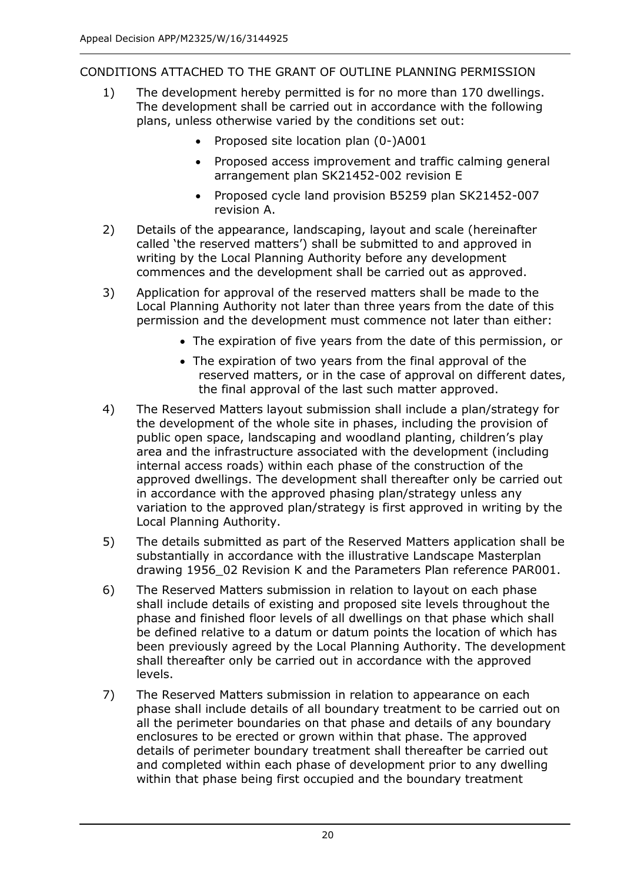CONDITIONS ATTACHED TO THE GRANT OF OUTLINE PLANNING PERMISSION

1) The development hereby permitted is for no more than 170 dwellings. The development shall be carried out in accordance with the following plans, unless otherwise varied by the conditions set out:
   - Proposed site location plan (0-)A001
   - Proposed access improvement and traffic calming general arrangement plan SK21452-002 revision E
   - Proposed cycle land provision B5259 plan SK21452-007 revision A.

2) Details of the appearance, landscaping, layout and scale (hereinafter called 'the reserved matters') shall be submitted to and approved in writing by the Local Planning Authority before any development commences and the development shall be carried out as approved.

3) Application for approval of the reserved matters shall be made to the Local Planning Authority not later than three years from the date of this permission and the development must commence not later than either:
   - The expiration of five years from the date of this permission, or
   - The expiration of two years from the final approval of the reserved matters, or in the case of approval on different dates, the final approval of the last such matter approved.

4) The Reserved Matters layout submission shall include a plan/strategy for the development of the whole site in phases, including the provision of public open space, landscaping and woodland planting, children's play area and the infrastructure associated with the development (including internal access roads) within each phase of the construction of the approved dwellings. The development shall thereafter only be carried out in accordance with the approved phasing plan/strategy unless any variation to the approved plan/strategy is first approved in writing by the Local Planning Authority.

5) The details submitted as part of the Reserved Matters application shall be substantially in accordance with the illustrative Landscape Masterplan drawing 1956_02 Revision K and the Parameters Plan reference PAR001.

6) The Reserved Matters submission in relation to layout on each phase shall include details of existing and proposed site levels throughout the phase and finished floor levels of all dwellings on that phase which shall be defined relative to a datum or datum points the location of which has been previously agreed by the Local Planning Authority. The development shall thereafter only be carried out in accordance with the approved levels.

7) The Reserved Matters submission in relation to appearance on each phase shall include details of all boundary treatment to be carried out on all the perimeter boundaries on that phase and details of any boundary enclosures to be erected or grown within that phase. The approved details of perimeter boundary treatment shall thereafter be carried out and completed within each phase of development prior to any dwelling within that phase being first occupied and the boundary treatment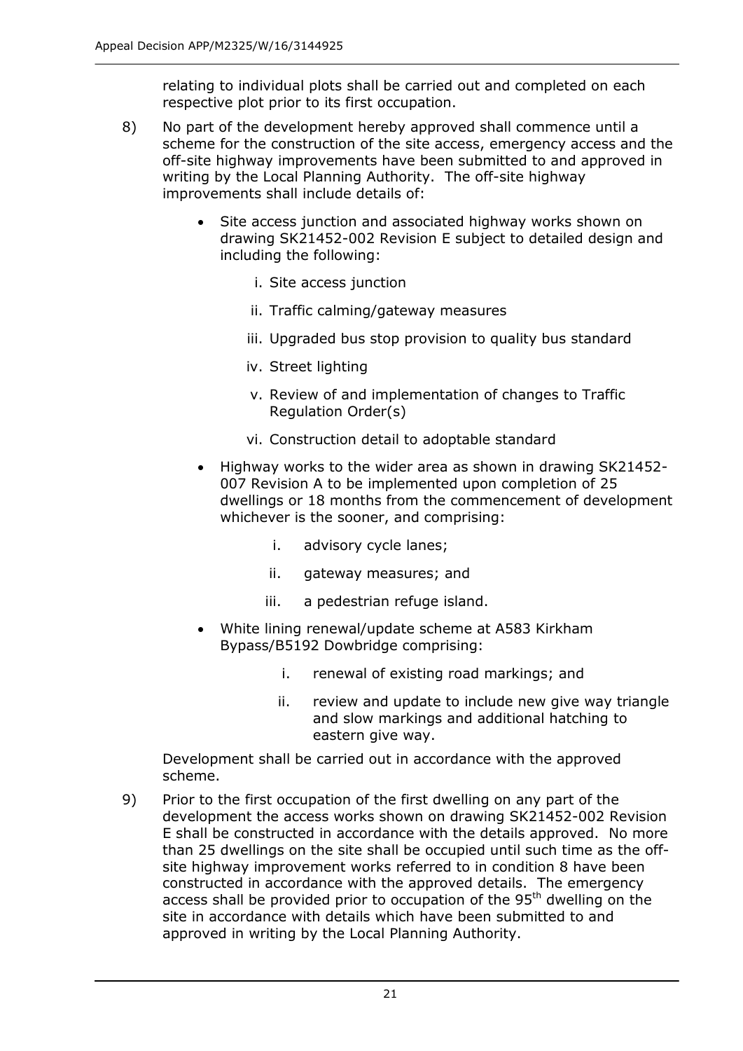relating to individual plots shall be carried out and completed on each respective plot prior to its first occupation.

8) No part of the development hereby approved shall commence until a scheme for the construction of the site access, emergency access and the off-site highway improvements have been submitted to and approved in writing by the Local Planning Authority. The off-site highway improvements shall include details of:

   - Site access junction and associated highway works shown on drawing SK21452-002 Revision E subject to detailed design and including the following:

      i. Site access junction

      ii. Traffic calming/gateway measures

      iii. Upgraded bus stop provision to quality bus standard

      iv. Street lighting

      v. Review of and implementation of changes to Traffic Regulation Order(s)

      vi. Construction detail to adoptable standard

   - Highway works to the wider area as shown in drawing SK21452-007 Revision A to be implemented upon completion of 25 dwellings or 18 months from the commencement of development whichever is the sooner, and comprising:

      i. advisory cycle lanes;

      ii. gateway measures; and

      iii. a pedestrian refuge island.

   - White lining renewal/update scheme at A583 Kirkham Bypass/B5192 Dowbridge comprising:

      i. renewal of existing road markings; and

      ii. review and update to include new give way triangle and slow markings and additional hatching to eastern give way.

   Development shall be carried out in accordance with the approved scheme.

9) Prior to the first occupation of the first dwelling on any part of the development the access works shown on drawing SK21452-002 Revision E shall be constructed in accordance with the details approved. No more than 25 dwellings on the site shall be occupied until such time as the off-site highway improvement works referred to in condition 8 have been constructed in accordance with the approved details. The emergency access shall be provided prior to occupation of the 95th dwelling on the site in accordance with details which have been submitted to and approved in writing by the Local Planning Authority.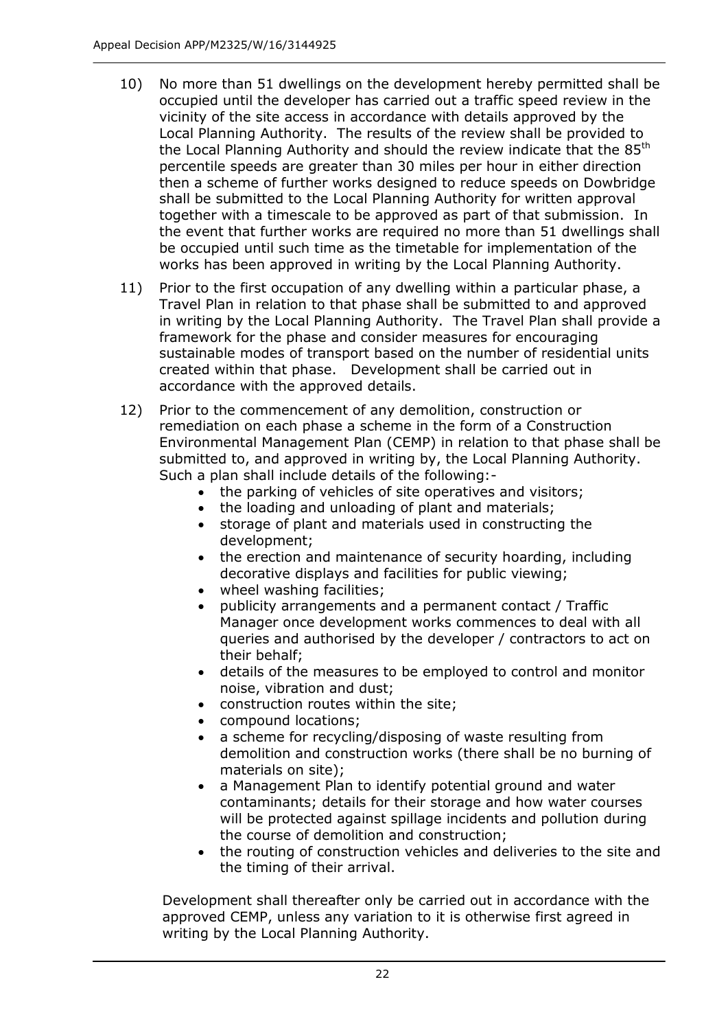10) No more than 51 dwellings on the development hereby permitted shall be occupied until the developer has carried out a traffic speed review in the vicinity of the site access in accordance with details approved by the Local Planning Authority. The results of the review shall be provided to the Local Planning Authority and should the review indicate that the 85th percentile speeds are greater than 30 miles per hour in either direction then a scheme of further works designed to reduce speeds on Dowbridge shall be submitted to the Local Planning Authority for written approval together with a timescale to be approved as part of that submission. In the event that further works are required no more than 51 dwellings shall be occupied until such time as the timetable for implementation of the works has been approved in writing by the Local Planning Authority.

11) Prior to the first occupation of any dwelling within a particular phase, a Travel Plan in relation to that phase shall be submitted to and approved in writing by the Local Planning Authority. The Travel Plan shall provide a framework for the phase and consider measures for encouraging sustainable modes of transport based on the number of residential units created within that phase. Development shall be carried out in accordance with the approved details.

12) Prior to the commencement of any demolition, construction or remediation on each phase a scheme in the form of a Construction Environmental Management Plan (CEMP) in relation to that phase shall be submitted to, and approved in writing by, the Local Planning Authority. Such a plan shall include details of the following:-

    - the parking of vehicles of site operatives and visitors;
    - the loading and unloading of plant and materials;
    - storage of plant and materials used in constructing the development;
    - the erection and maintenance of security hoarding, including decorative displays and facilities for public viewing;
    - wheel washing facilities;
    - publicity arrangements and a permanent contact / Traffic Manager once development works commences to deal with all queries and authorised by the developer / contractors to act on their behalf;
    - details of the measures to be employed to control and monitor noise, vibration and dust;
    - construction routes within the site;
    - compound locations;
    - a scheme for recycling/disposing of waste resulting from demolition and construction works (there shall be no burning of materials on site);
    - a Management Plan to identify potential ground and water contaminants; details for their storage and how water courses will be protected against spillage incidents and pollution during the course of demolition and construction;
    - the routing of construction vehicles and deliveries to the site and the timing of their arrival.

    Development shall thereafter only be carried out in accordance with the approved CEMP, unless any variation to it is otherwise first agreed in writing by the Local Planning Authority.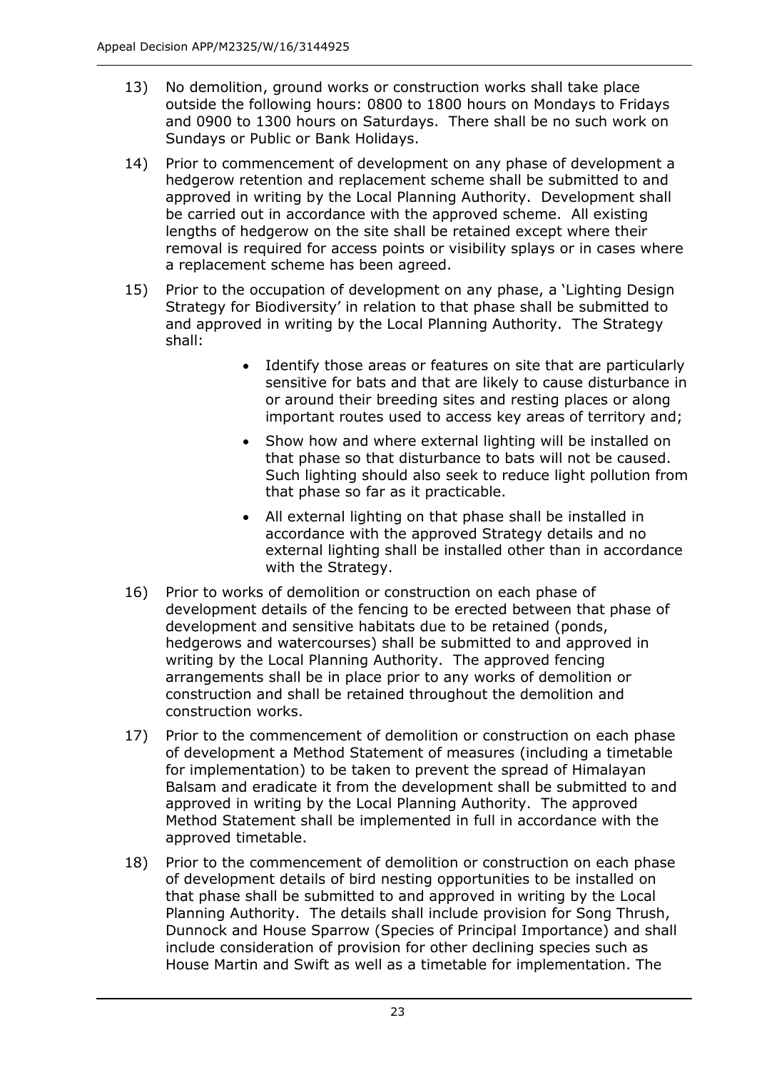13) No demolition, ground works or construction works shall take place outside the following hours: 0800 to 1800 hours on Mondays to Fridays and 0900 to 1300 hours on Saturdays. There shall be no such work on Sundays or Public or Bank Holidays.

14) Prior to commencement of development on any phase of development a hedgerow retention and replacement scheme shall be submitted to and approved in writing by the Local Planning Authority. Development shall be carried out in accordance with the approved scheme. All existing lengths of hedgerow on the site shall be retained except where their removal is required for access points or visibility splays or in cases where a replacement scheme has been agreed.

15) Prior to the occupation of development on any phase, a 'Lighting Design Strategy for Biodiversity' in relation to that phase shall be submitted to and approved in writing by the Local Planning Authority. The Strategy shall:

    - Identify those areas or features on site that are particularly sensitive for bats and that are likely to cause disturbance in or around their breeding sites and resting places or along important routes used to access key areas of territory and;
    - Show how and where external lighting will be installed on that phase so that disturbance to bats will not be caused. Such lighting should also seek to reduce light pollution from that phase so far as it practicable.
    - All external lighting on that phase shall be installed in accordance with the approved Strategy details and no external lighting shall be installed other than in accordance with the Strategy.

16) Prior to works of demolition or construction on each phase of development details of the fencing to be erected between that phase of development and sensitive habitats due to be retained (ponds, hedgerows and watercourses) shall be submitted to and approved in writing by the Local Planning Authority. The approved fencing arrangements shall be in place prior to any works of demolition or construction and shall be retained throughout the demolition and construction works.

17) Prior to the commencement of demolition or construction on each phase of development a Method Statement of measures (including a timetable for implementation) to be taken to prevent the spread of Himalayan Balsam and eradicate it from the development shall be submitted to and approved in writing by the Local Planning Authority. The approved Method Statement shall be implemented in full in accordance with the approved timetable.

18) Prior to the commencement of demolition or construction on each phase of development details of bird nesting opportunities to be installed on that phase shall be submitted to and approved in writing by the Local Planning Authority. The details shall include provision for Song Thrush, Dunnock and House Sparrow (Species of Principal Importance) and shall include consideration of provision for other declining species such as House Martin and Swift as well as a timetable for implementation. The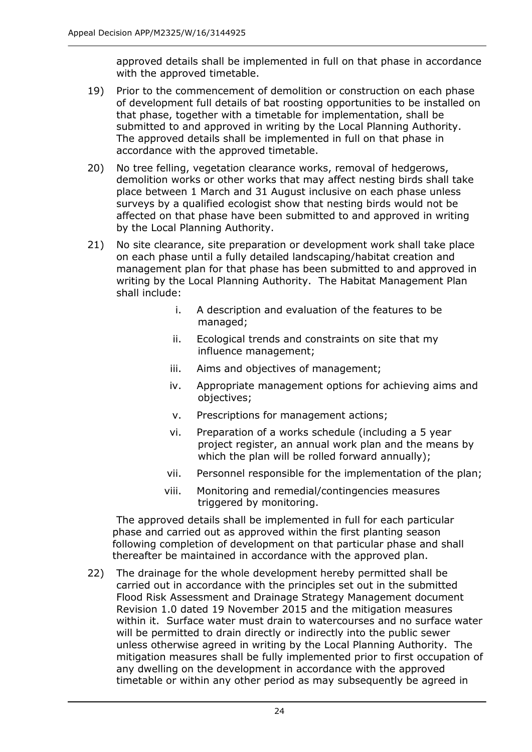approved details shall be implemented in full on that phase in accordance with the approved timetable.

19) Prior to the commencement of demolition or construction on each phase of development full details of bat roosting opportunities to be installed on that phase, together with a timetable for implementation, shall be submitted to and approved in writing by the Local Planning Authority. The approved details shall be implemented in full on that phase in accordance with the approved timetable.

20) No tree felling, vegetation clearance works, removal of hedgerows, demolition works or other works that may affect nesting birds shall take place between 1 March and 31 August inclusive on each phase unless surveys by a qualified ecologist show that nesting birds would not be affected on that phase have been submitted to and approved in writing by the Local Planning Authority.

21) No site clearance, site preparation or development work shall take place on each phase until a fully detailed landscaping/habitat creation and management plan for that phase has been submitted to and approved in writing by the Local Planning Authority. The Habitat Management Plan shall include:

    i. A description and evaluation of the features to be managed;
    ii. Ecological trends and constraints on site that my influence management;
    iii. Aims and objectives of management;
    iv. Appropriate management options for achieving aims and objectives;
    v. Prescriptions for management actions;
    vi. Preparation of a works schedule (including a 5 year project register, an annual work plan and the means by which the plan will be rolled forward annually);
    vii. Personnel responsible for the implementation of the plan;
    viii. Monitoring and remedial/contingencies measures triggered by monitoring.

    The approved details shall be implemented in full for each particular phase and carried out as approved within the first planting season following completion of development on that particular phase and shall thereafter be maintained in accordance with the approved plan.

22) The drainage for the whole development hereby permitted shall be carried out in accordance with the principles set out in the submitted Flood Risk Assessment and Drainage Strategy Management document Revision 1.0 dated 19 November 2015 and the mitigation measures within it. Surface water must drain to watercourses and no surface water will be permitted to drain directly or indirectly into the public sewer unless otherwise agreed in writing by the Local Planning Authority. The mitigation measures shall be fully implemented prior to first occupation of any dwelling on the development in accordance with the approved timetable or within any other period as may subsequently be agreed in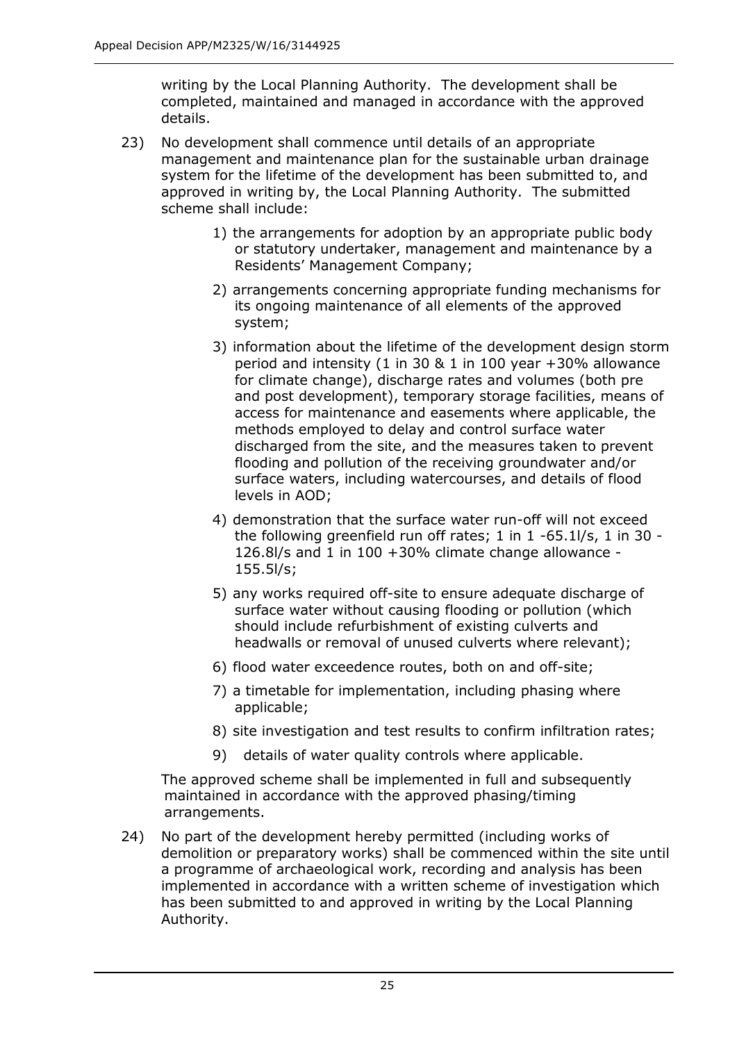writing by the Local Planning Authority. The development shall be completed, maintained and managed in accordance with the approved details.

23) No development shall commence until details of an appropriate management and maintenance plan for the sustainable urban drainage system for the lifetime of the development has been submitted to, and approved in writing by, the Local Planning Authority. The submitted scheme shall include:

    1) the arrangements for adoption by an appropriate public body or statutory undertaker, management and maintenance by a Residents' Management Company;
    2) arrangements concerning appropriate funding mechanisms for its ongoing maintenance of all elements of the approved system;
    3) information about the lifetime of the development design storm period and intensity (1 in 30 & 1 in 100 year +30% allowance for climate change), discharge rates and volumes (both pre and post development), temporary storage facilities, means of access for maintenance and easements where applicable, the methods employed to delay and control surface water discharged from the site, and the measures taken to prevent flooding and pollution of the receiving groundwater and/or surface waters, including watercourses, and details of flood levels in AOD;
    4) demonstration that the surface water run-off will not exceed the following greenfield run off rates; 1 in 1 -65.1l/s, 1 in 30 - 126.8l/s and 1 in 100 +30% climate change allowance - 155.5l/s;
    5) any works required off-site to ensure adequate discharge of surface water without causing flooding or pollution (which should include refurbishment of existing culverts and headwalls or removal of unused culverts where relevant);
    6) flood water exceedence routes, both on and off-site;
    7) a timetable for implementation, including phasing where applicable;
    8) site investigation and test results to confirm infiltration rates;
    9) details of water quality controls where applicable.

    The approved scheme shall be implemented in full and subsequently maintained in accordance with the approved phasing/timing arrangements.

24) No part of the development hereby permitted (including works of demolition or preparatory works) shall be commenced within the site until a programme of archaeological work, recording and analysis has been implemented in accordance with a written scheme of investigation which has been submitted to and approved in writing by the Local Planning Authority.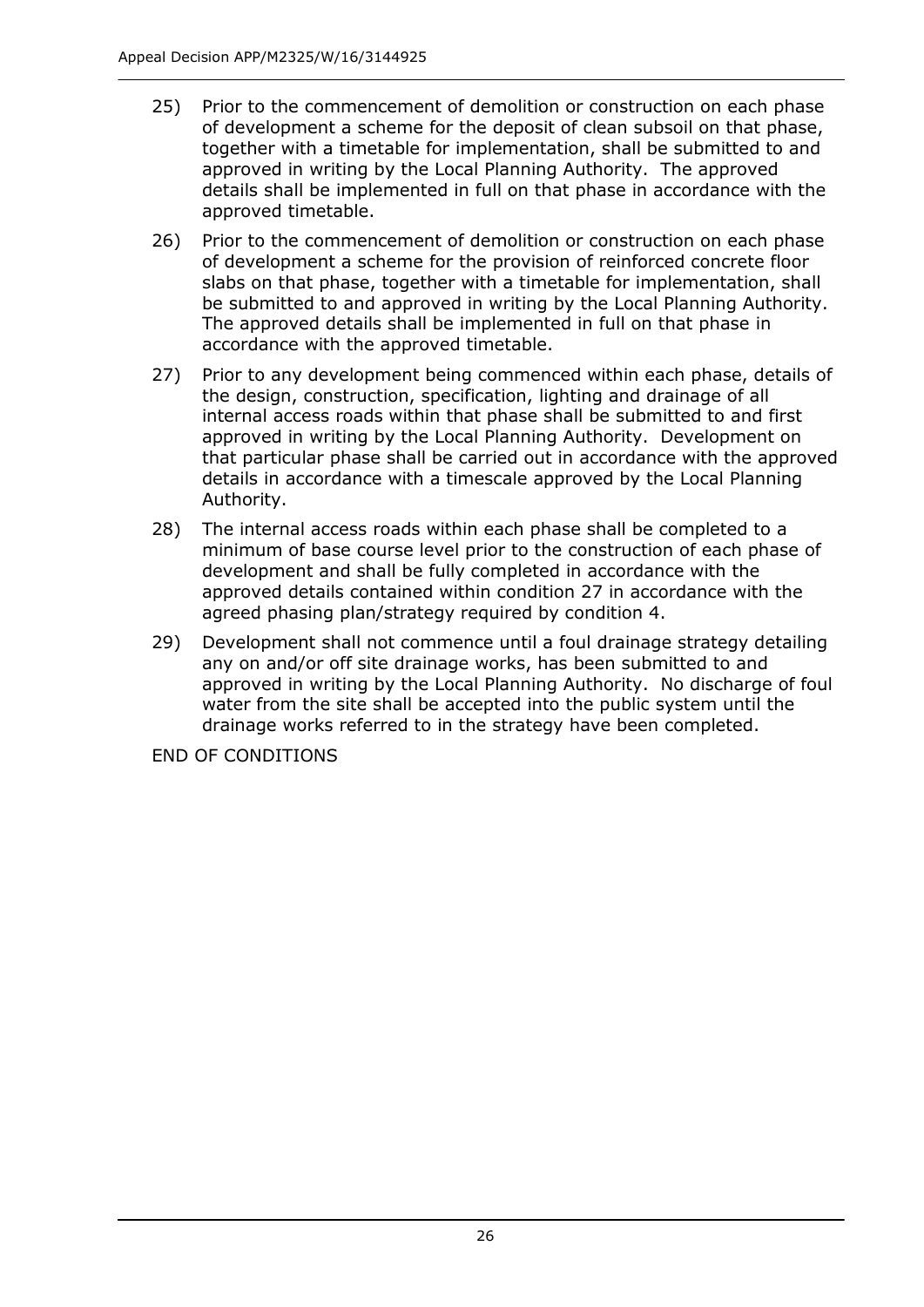25) Prior to the commencement of demolition or construction on each phase of development a scheme for the deposit of clean subsoil on that phase, together with a timetable for implementation, shall be submitted to and approved in writing by the Local Planning Authority. The approved details shall be implemented in full on that phase in accordance with the approved timetable.

26) Prior to the commencement of demolition or construction on each phase of development a scheme for the provision of reinforced concrete floor slabs on that phase, together with a timetable for implementation, shall be submitted to and approved in writing by the Local Planning Authority. The approved details shall be implemented in full on that phase in accordance with the approved timetable.

27) Prior to any development being commenced within each phase, details of the design, construction, specification, lighting and drainage of all internal access roads within that phase shall be submitted to and first approved in writing by the Local Planning Authority. Development on that particular phase shall be carried out in accordance with the approved details in accordance with a timescale approved by the Local Planning Authority.

28) The internal access roads within each phase shall be completed to a minimum of base course level prior to the construction of each phase of development and shall be fully completed in accordance with the approved details contained within condition 27 in accordance with the agreed phasing plan/strategy required by condition 4.

29) Development shall not commence until a foul drainage strategy detailing any on and/or off site drainage works, has been submitted to and approved in writing by the Local Planning Authority. No discharge of foul water from the site shall be accepted into the public system until the drainage works referred to in the strategy have been completed.

END OF CONDITIONS